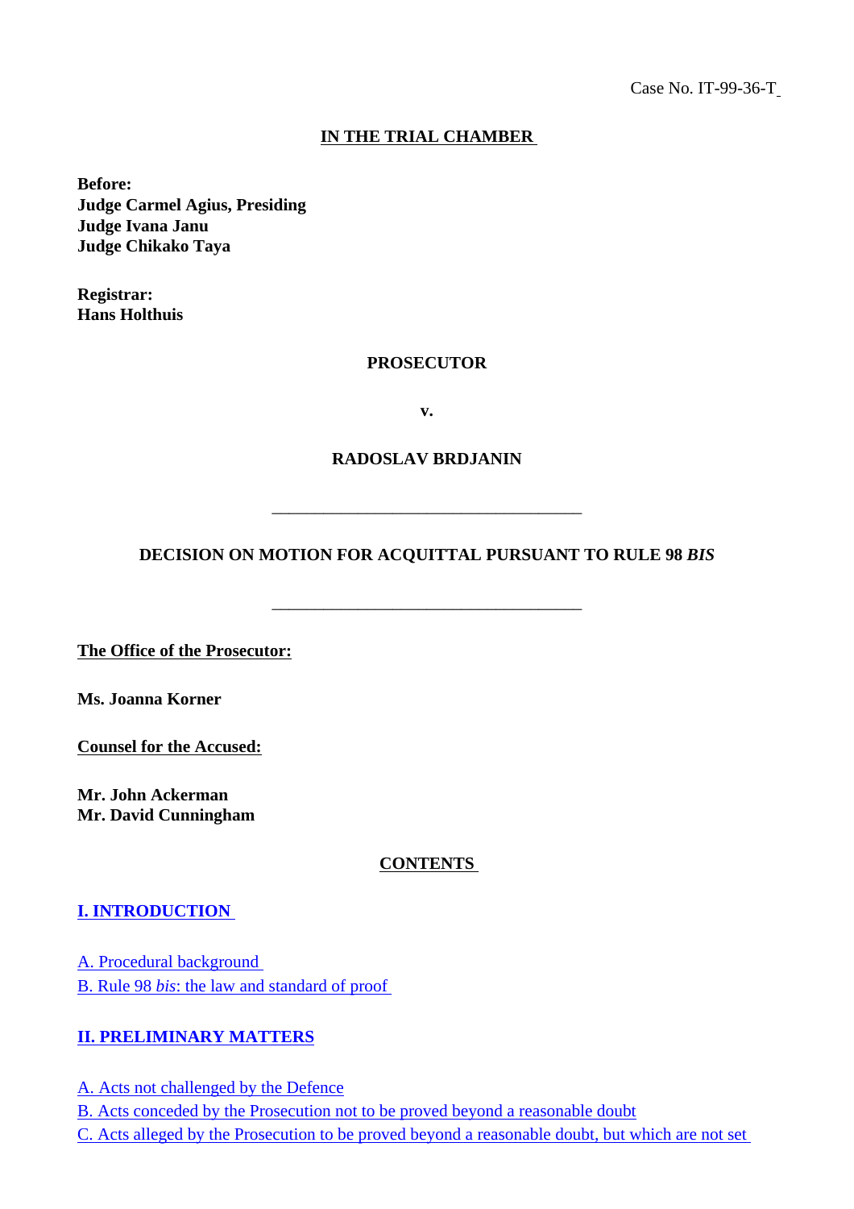Case No. IT-99-36-T

**IN THE TRIAL CHAMBER**

**Before:**
**Judge Carmel Agius, Presiding**
**Judge Ivana Janu**
**Judge Chikako Taya**

**Registrar:**
**Hans Holthuis**

**PROSECUTOR**

**v.**

**RADOSLAV BRDJANIN**

---

**DECISION ON MOTION FOR ACQUITTAL PURSUANT TO RULE 98 *BIS***

---

**The Office of the Prosecutor:**

**Ms. Joanna Korner**

**Counsel for the Accused:**

**Mr. John Ackerman**
**Mr. David Cunningham**

**CONTENTS**

**I. INTRODUCTION**

A. Procedural background
B. Rule 98 *bis*: the law and standard of proof

**II. PRELIMINARY MATTERS**

A. Acts not challenged by the Defence
B. Acts conceded by the Prosecution not to be proved beyond a reasonable doubt
C. Acts alleged by the Prosecution to be proved beyond a reasonable doubt, but which are not set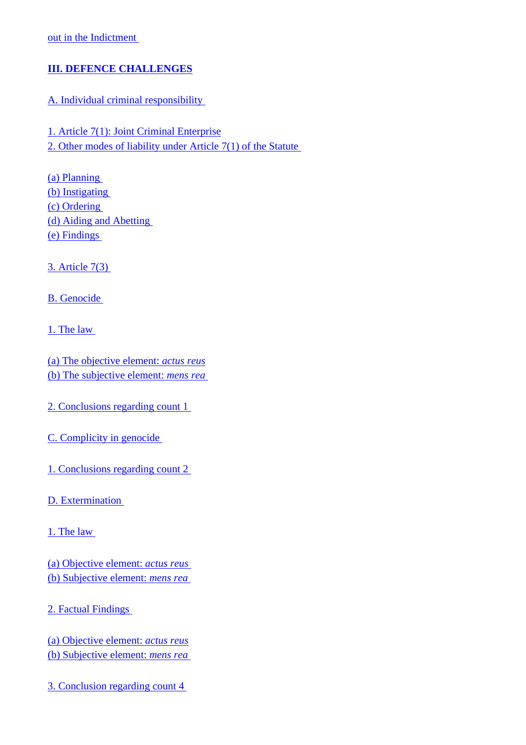out in the Indictment

**III. DEFENCE CHALLENGES**

A. Individual criminal responsibility

1. Article 7(1): Joint Criminal Enterprise
2. Other modes of liability under Article 7(1) of the Statute

(a) Planning
(b) Instigating
(c) Ordering
(d) Aiding and Abetting
(e) Findings

3. Article 7(3)

B. Genocide

1. The law

(a) The objective element: *actus reus*
(b) The subjective element: *mens rea*

2. Conclusions regarding count 1

C. Complicity in genocide

1. Conclusions regarding count 2

D. Extermination

1. The law

(a) Objective element: *actus reus*
(b) Subjective element: *mens rea*

2. Factual Findings

(a) Objective element: *actus reus*
(b) Subjective element: *mens rea*

3. Conclusion regarding count 4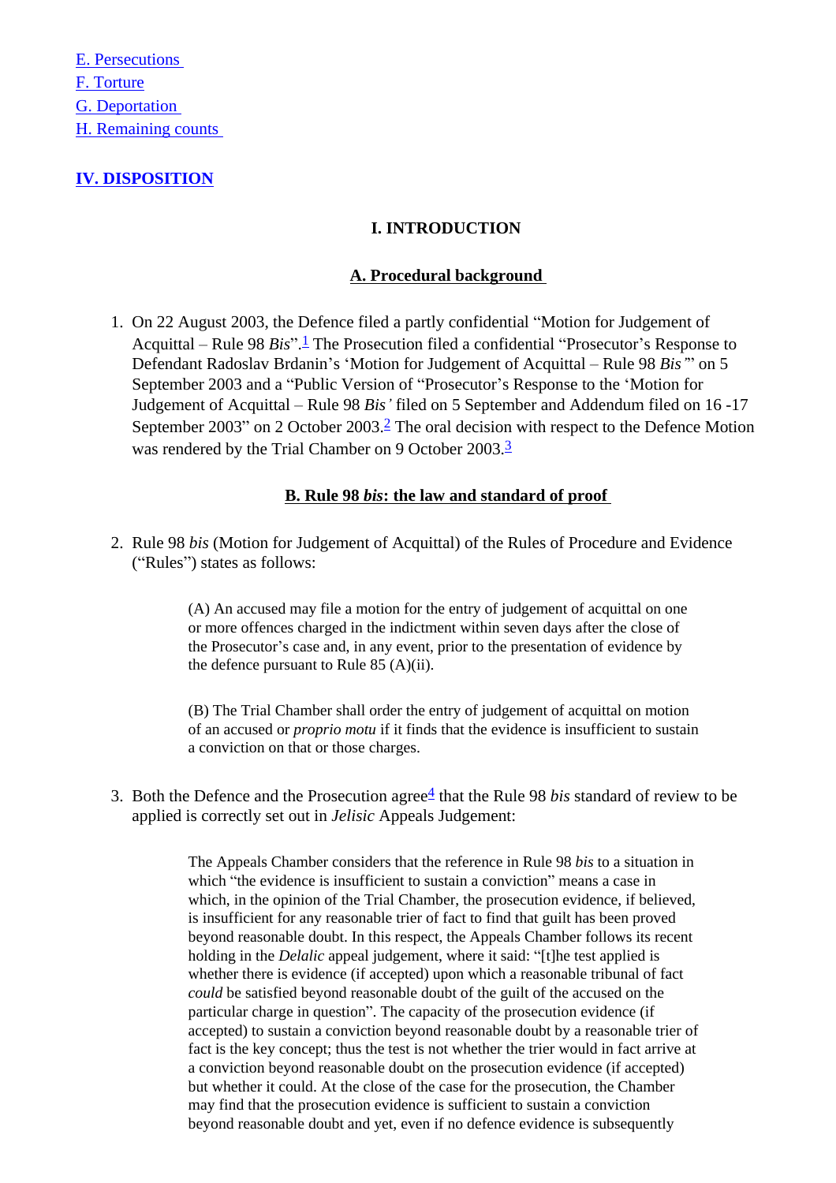E. Persecutions
F. Torture
G. Deportation
H. Remaining counts

**IV. DISPOSITION**

# I. INTRODUCTION

## A. Procedural background

1. On 22 August 2003, the Defence filed a partly confidential "Motion for Judgement of Acquittal – Rule 98 *Bis*".[1] The Prosecution filed a confidential "Prosecutor's Response to Defendant Radoslav Brdanin's 'Motion for Judgement of Acquittal – Rule 98 *Bis'*" on 5 September 2003 and a "Public Version of "Prosecutor's Response to the 'Motion for Judgement of Acquittal – Rule 98 *Bis'* filed on 5 September and Addendum filed on 16 -17 September 2003" on 2 October 2003.[2] The oral decision with respect to the Defence Motion was rendered by the Trial Chamber on 9 October 2003.[3]

## B. Rule 98 *bis*: the law and standard of proof

2. Rule 98 *bis* (Motion for Judgement of Acquittal) of the Rules of Procedure and Evidence ("Rules") states as follows:

> (A) An accused may file a motion for the entry of judgement of acquittal on one or more offences charged in the indictment within seven days after the close of the Prosecutor's case and, in any event, prior to the presentation of evidence by the defence pursuant to Rule 85 (A)(ii).
>
> (B) The Trial Chamber shall order the entry of judgement of acquittal on motion of an accused or *proprio motu* if it finds that the evidence is insufficient to sustain a conviction on that or those charges.

3. Both the Defence and the Prosecution agree[4] that the Rule 98 *bis* standard of review to be applied is correctly set out in *Jelisic* Appeals Judgement:

> The Appeals Chamber considers that the reference in Rule 98 *bis* to a situation in which "the evidence is insufficient to sustain a conviction" means a case in which, in the opinion of the Trial Chamber, the prosecution evidence, if believed, is insufficient for any reasonable trier of fact to find that guilt has been proved beyond reasonable doubt. In this respect, the Appeals Chamber follows its recent holding in the *Delalic* appeal judgement, where it said: "[t]he test applied is whether there is evidence (if accepted) upon which a reasonable tribunal of fact *could* be satisfied beyond reasonable doubt of the guilt of the accused on the particular charge in question". The capacity of the prosecution evidence (if accepted) to sustain a conviction beyond reasonable doubt by a reasonable trier of fact is the key concept; thus the test is not whether the trier would in fact arrive at a conviction beyond reasonable doubt on the prosecution evidence (if accepted) but whether it could. At the close of the case for the prosecution, the Chamber may find that the prosecution evidence is sufficient to sustain a conviction beyond reasonable doubt and yet, even if no defence evidence is subsequently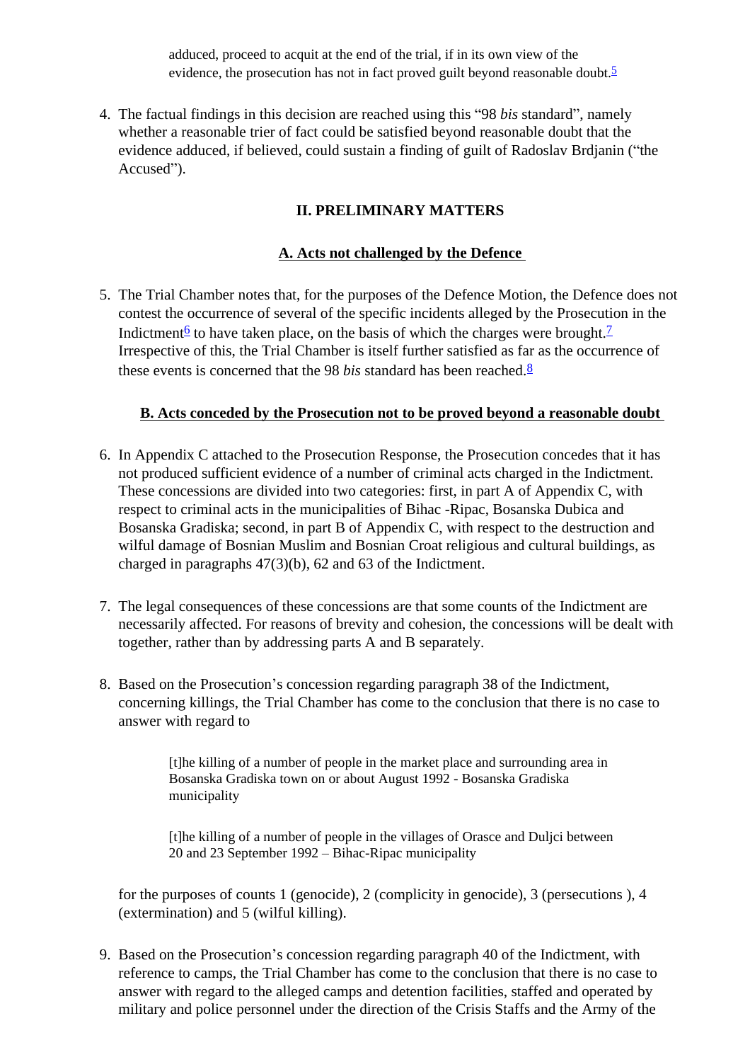> adduced, proceed to acquit at the end of the trial, if in its own view of the evidence, the prosecution has not in fact proved guilt beyond reasonable doubt.[5]

4. The factual findings in this decision are reached using this "98 *bis* standard", namely whether a reasonable trier of fact could be satisfied beyond reasonable doubt that the evidence adduced, if believed, could sustain a finding of guilt of Radoslav Brdjanin ("the Accused").

## II. PRELIMINARY MATTERS

### A. Acts not challenged by the Defence

5. The Trial Chamber notes that, for the purposes of the Defence Motion, the Defence does not contest the occurrence of several of the specific incidents alleged by the Prosecution in the Indictment[6] to have taken place, on the basis of which the charges were brought.[7] Irrespective of this, the Trial Chamber is itself further satisfied as far as the occurrence of these events is concerned that the 98 *bis* standard has been reached.[8]

### B. Acts conceded by the Prosecution not to be proved beyond a reasonable doubt

6. In Appendix C attached to the Prosecution Response, the Prosecution concedes that it has not produced sufficient evidence of a number of criminal acts charged in the Indictment. These concessions are divided into two categories: first, in part A of Appendix C, with respect to criminal acts in the municipalities of Bihac -Ripac, Bosanska Dubica and Bosanska Gradiska; second, in part B of Appendix C, with respect to the destruction and wilful damage of Bosnian Muslim and Bosnian Croat religious and cultural buildings, as charged in paragraphs 47(3)(b), 62 and 63 of the Indictment.

7. The legal consequences of these concessions are that some counts of the Indictment are necessarily affected. For reasons of brevity and cohesion, the concessions will be dealt with together, rather than by addressing parts A and B separately.

8. Based on the Prosecution's concession regarding paragraph 38 of the Indictment, concerning killings, the Trial Chamber has come to the conclusion that there is no case to answer with regard to

> [t]he killing of a number of people in the market place and surrounding area in Bosanska Gradiska town on or about August 1992 - Bosanska Gradiska municipality
>
> [t]he killing of a number of people in the villages of Orasce and Duljci between 20 and 23 September 1992 – Bihac-Ripac municipality

for the purposes of counts 1 (genocide), 2 (complicity in genocide), 3 (persecutions ), 4 (extermination) and 5 (wilful killing).

9. Based on the Prosecution's concession regarding paragraph 40 of the Indictment, with reference to camps, the Trial Chamber has come to the conclusion that there is no case to answer with regard to the alleged camps and detention facilities, staffed and operated by military and police personnel under the direction of the Crisis Staffs and the Army of the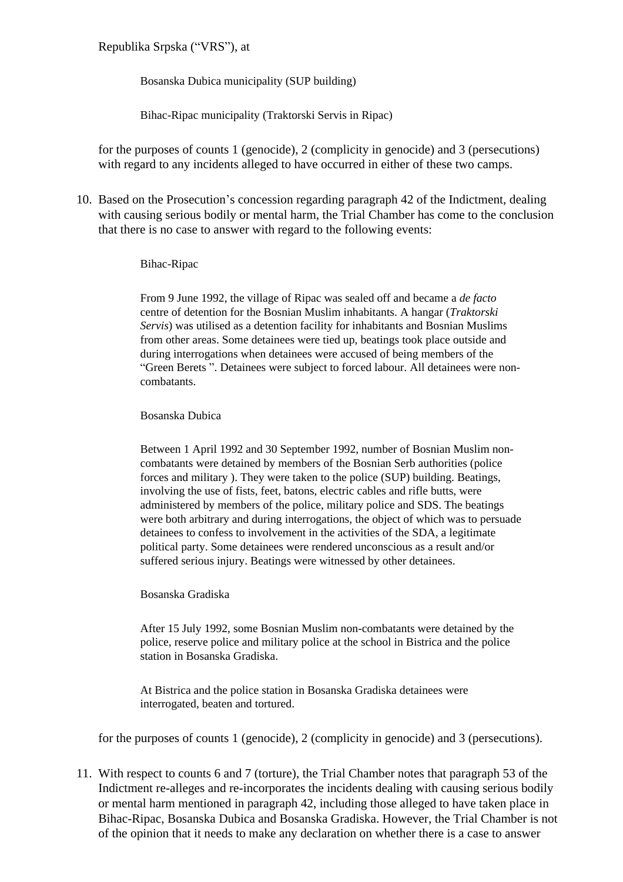Republika Srpska (“VRS”), at

> Bosanska Dubica municipality (SUP building)
>
> Bihac-Ripac municipality (Traktorski Servis in Ripac)

for the purposes of counts 1 (genocide), 2 (complicity in genocide) and 3 (persecutions) with regard to any incidents alleged to have occurred in either of these two camps.

10. Based on the Prosecution’s concession regarding paragraph 42 of the Indictment, dealing with causing serious bodily or mental harm, the Trial Chamber has come to the conclusion that there is no case to answer with regard to the following events:

> Bihac-Ripac
>
> From 9 June 1992, the village of Ripac was sealed off and became a *de facto* centre of detention for the Bosnian Muslim inhabitants. A hangar (*Traktorski Servis*) was utilised as a detention facility for inhabitants and Bosnian Muslims from other areas. Some detainees were tied up, beatings took place outside and during interrogations when detainees were accused of being members of the “Green Berets ”. Detainees were subject to forced labour. All detainees were non-combatants.
>
> Bosanska Dubica
>
> Between 1 April 1992 and 30 September 1992, number of Bosnian Muslim non-combatants were detained by members of the Bosnian Serb authorities (police forces and military ). They were taken to the police (SUP) building. Beatings, involving the use of fists, feet, batons, electric cables and rifle butts, were administered by members of the police, military police and SDS. The beatings were both arbitrary and during interrogations, the object of which was to persuade detainees to confess to involvement in the activities of the SDA, a legitimate political party. Some detainees were rendered unconscious as a result and/or suffered serious injury. Beatings were witnessed by other detainees.
>
> Bosanska Gradiska
>
> After 15 July 1992, some Bosnian Muslim non-combatants were detained by the police, reserve police and military police at the school in Bistrica and the police station in Bosanska Gradiska.
>
> At Bistrica and the police station in Bosanska Gradiska detainees were interrogated, beaten and tortured.

for the purposes of counts 1 (genocide), 2 (complicity in genocide) and 3 (persecutions).

11. With respect to counts 6 and 7 (torture), the Trial Chamber notes that paragraph 53 of the Indictment re-alleges and re-incorporates the incidents dealing with causing serious bodily or mental harm mentioned in paragraph 42, including those alleged to have taken place in Bihac-Ripac, Bosanska Dubica and Bosanska Gradiska. However, the Trial Chamber is not of the opinion that it needs to make any declaration on whether there is a case to answer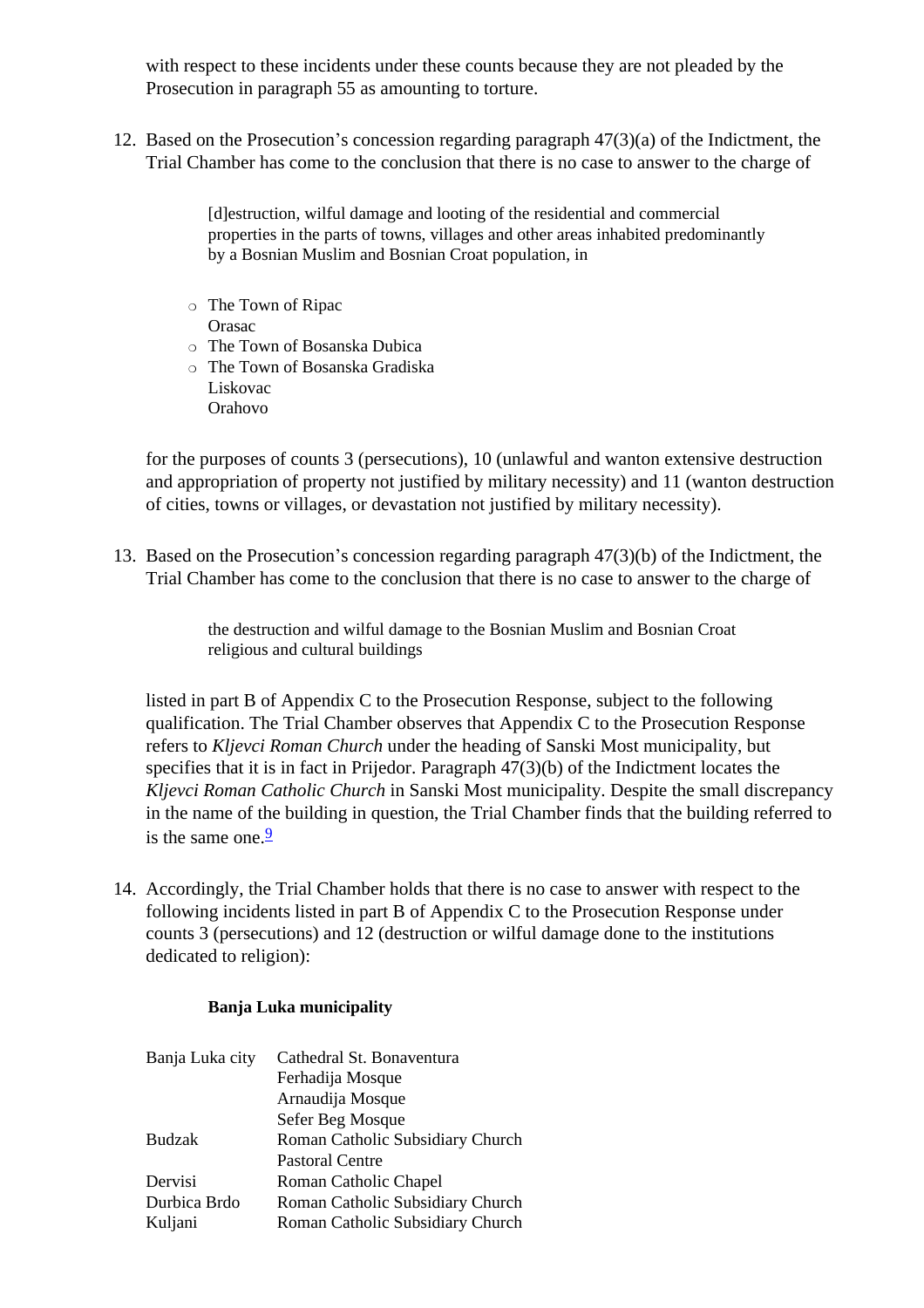with respect to these incidents under these counts because they are not pleaded by the Prosecution in paragraph 55 as amounting to torture.

12. Based on the Prosecution's concession regarding paragraph 47(3)(a) of the Indictment, the Trial Chamber has come to the conclusion that there is no case to answer to the charge of

> [d]estruction, wilful damage and looting of the residential and commercial properties in the parts of towns, villages and other areas inhabited predominantly by a Bosnian Muslim and Bosnian Croat population, in
>
> - The Town of Ripac
>   Orasac
> - The Town of Bosanska Dubica
> - The Town of Bosanska Gradiska
>   Liskovac
>   Orahovo

for the purposes of counts 3 (persecutions), 10 (unlawful and wanton extensive destruction and appropriation of property not justified by military necessity) and 11 (wanton destruction of cities, towns or villages, or devastation not justified by military necessity).

13. Based on the Prosecution's concession regarding paragraph 47(3)(b) of the Indictment, the Trial Chamber has come to the conclusion that there is no case to answer to the charge of

> the destruction and wilful damage to the Bosnian Muslim and Bosnian Croat religious and cultural buildings

listed in part B of Appendix C to the Prosecution Response, subject to the following qualification. The Trial Chamber observes that Appendix C to the Prosecution Response refers to *Kljevci Roman Church* under the heading of Sanski Most municipality, but specifies that it is in fact in Prijedor. Paragraph 47(3)(b) of the Indictment locates the *Kljevci Roman Catholic Church* in Sanski Most municipality. Despite the small discrepancy in the name of the building in question, the Trial Chamber finds that the building referred to is the same one.[9]

14. Accordingly, the Trial Chamber holds that there is no case to answer with respect to the following incidents listed in part B of Appendix C to the Prosecution Response under counts 3 (persecutions) and 12 (destruction or wilful damage done to the institutions dedicated to religion):

**Banja Luka municipality**

| | |
|---|---|
| Banja Luka city | Cathedral St. Bonaventura |
| | Ferhadija Mosque |
| | Arnaudija Mosque |
| | Sefer Beg Mosque |
| Budzak | Roman Catholic Subsidiary Church |
| | Pastoral Centre |
| Dervisi | Roman Catholic Chapel |
| Durbica Brdo | Roman Catholic Subsidiary Church |
| Kuljani | Roman Catholic Subsidiary Church |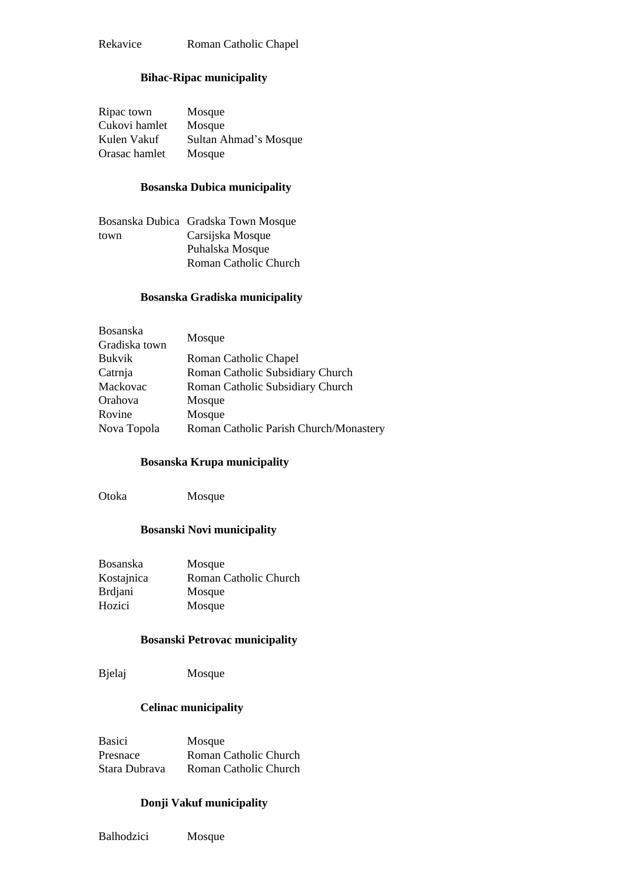Rekavice Roman Catholic Chapel

### Bihac-Ripac municipality

| | |
|---|---|
| Ripac town | Mosque |
| Cukovi hamlet | Mosque |
| Kulen Vakuf | Sultan Ahmad's Mosque |
| Orasac hamlet | Mosque |

### Bosanska Dubica municipality

| | |
|---|---|
| Bosanska Dubica town | Gradska Town Mosque |
| | Carsijska Mosque |
| | Puhalska Mosque |
| | Roman Catholic Church |

### Bosanska Gradiska municipality

| | |
|---|---|
| Bosanska Gradiska town | Mosque |
| Bukvik | Roman Catholic Chapel |
| Catrnja | Roman Catholic Subsidiary Church |
| Mackovac | Roman Catholic Subsidiary Church |
| Orahova | Mosque |
| Rovine | Mosque |
| Nova Topola | Roman Catholic Parish Church/Monastery |

### Bosanska Krupa municipality

| | |
|---|---|
| Otoka | Mosque |

### Bosanski Novi municipality

| | |
|---|---|
| Bosanska Kostajnica | Mosque |
| | Roman Catholic Church |
| Brdjani | Mosque |
| Hozici | Mosque |

### Bosanski Petrovac municipality

| | |
|---|---|
| Bjelaj | Mosque |

### Celinac municipality

| | |
|---|---|
| Basici | Mosque |
| Presnace | Roman Catholic Church |
| Stara Dubrava | Roman Catholic Church |

### Donji Vakuf municipality

| | |
|---|---|
| Balhodzici | Mosque |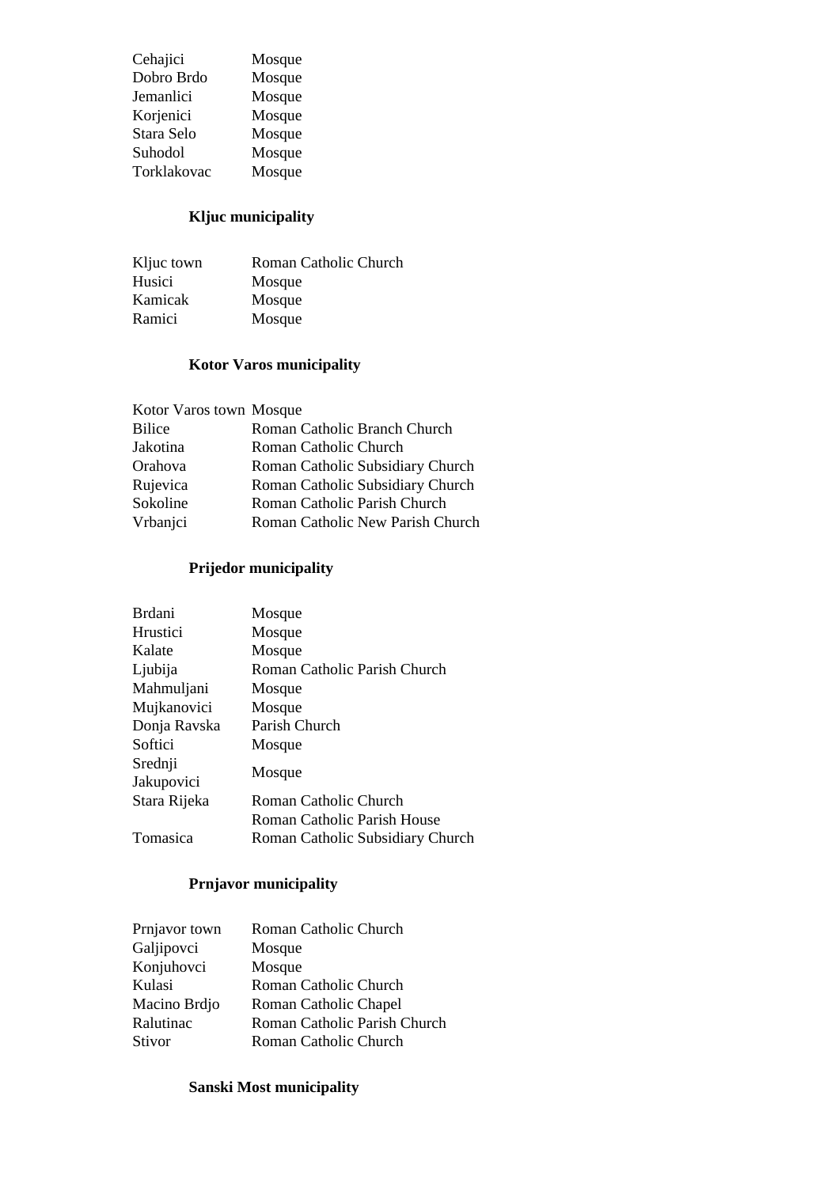| | |
|---|---|
| Cehajici | Mosque |
| Dobro Brdo | Mosque |
| Jemanlici | Mosque |
| Korjenici | Mosque |
| Stara Selo | Mosque |
| Suhodol | Mosque |
| Torklakovac | Mosque |

**Kljuc municipality**

| | |
|---|---|
| Kljuc town | Roman Catholic Church |
| Husici | Mosque |
| Kamicak | Mosque |
| Ramici | Mosque |

**Kotor Varos municipality**

| | |
|---|---|
| Kotor Varos town | Mosque |
| Bilice | Roman Catholic Branch Church |
| Jakotina | Roman Catholic Church |
| Orahova | Roman Catholic Subsidiary Church |
| Rujevica | Roman Catholic Subsidiary Church |
| Sokoline | Roman Catholic Parish Church |
| Vrbanjci | Roman Catholic New Parish Church |

**Prijedor municipality**

| | |
|---|---|
| Brdani | Mosque |
| Hrustici | Mosque |
| Kalate | Mosque |
| Ljubija | Roman Catholic Parish Church |
| Mahmuljani | Mosque |
| Mujkanovici | Mosque |
| Donja Ravska | Parish Church |
| Softici | Mosque |
| Srednji Jakupovici | Mosque |
| Stara Rijeka | Roman Catholic Church |
| | Roman Catholic Parish House |
| Tomasica | Roman Catholic Subsidiary Church |

**Prnjavor municipality**

| | |
|---|---|
| Prnjavor town | Roman Catholic Church |
| Galjipovci | Mosque |
| Konjuhovci | Mosque |
| Kulasi | Roman Catholic Church |
| Macino Brdjo | Roman Catholic Chapel |
| Ralutinac | Roman Catholic Parish Church |
| Stivor | Roman Catholic Church |

**Sanski Most municipality**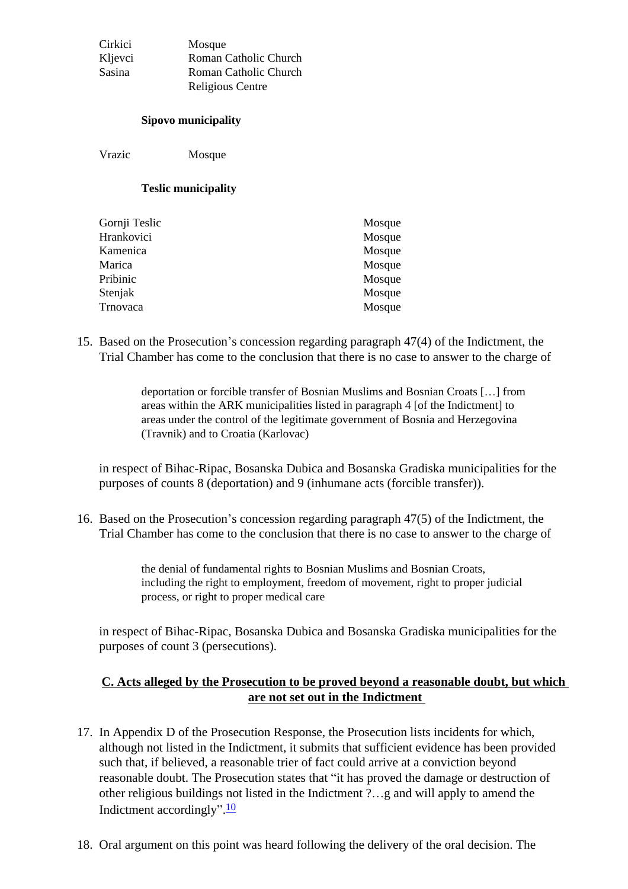| | |
|---|---|
| Cirkici | Mosque |
| Kljevci | Roman Catholic Church |
| Sasina | Roman Catholic Church |
| | Religious Centre |

**Sipovo municipality**

| | |
|---|---|
| Vrazic | Mosque |

**Teslic municipality**

| | |
|---|---|
| Gornji Teslic | Mosque |
| Hrankovici | Mosque |
| Kamenica | Mosque |
| Marica | Mosque |
| Pribinic | Mosque |
| Stenjak | Mosque |
| Trnovaca | Mosque |

15. Based on the Prosecution's concession regarding paragraph 47(4) of the Indictment, the Trial Chamber has come to the conclusion that there is no case to answer to the charge of

> deportation or forcible transfer of Bosnian Muslims and Bosnian Croats […] from areas within the ARK municipalities listed in paragraph 4 [of the Indictment] to areas under the control of the legitimate government of Bosnia and Herzegovina (Travnik) and to Croatia (Karlovac)

in respect of Bihac-Ripac, Bosanska Dubica and Bosanska Gradiska municipalities for the purposes of counts 8 (deportation) and 9 (inhumane acts (forcible transfer)).

16. Based on the Prosecution's concession regarding paragraph 47(5) of the Indictment, the Trial Chamber has come to the conclusion that there is no case to answer to the charge of

> the denial of fundamental rights to Bosnian Muslims and Bosnian Croats, including the right to employment, freedom of movement, right to proper judicial process, or right to proper medical care

in respect of Bihac-Ripac, Bosanska Dubica and Bosanska Gradiska municipalities for the purposes of count 3 (persecutions).

## C. Acts alleged by the Prosecution to be proved beyond a reasonable doubt, but which are not set out in the Indictment

17. In Appendix D of the Prosecution Response, the Prosecution lists incidents for which, although not listed in the Indictment, it submits that sufficient evidence has been provided such that, if believed, a reasonable trier of fact could arrive at a conviction beyond reasonable doubt. The Prosecution states that "it has proved the damage or destruction of other religious buildings not listed in the Indictment ?…g and will apply to amend the Indictment accordingly".[10]

18. Oral argument on this point was heard following the delivery of the oral decision. The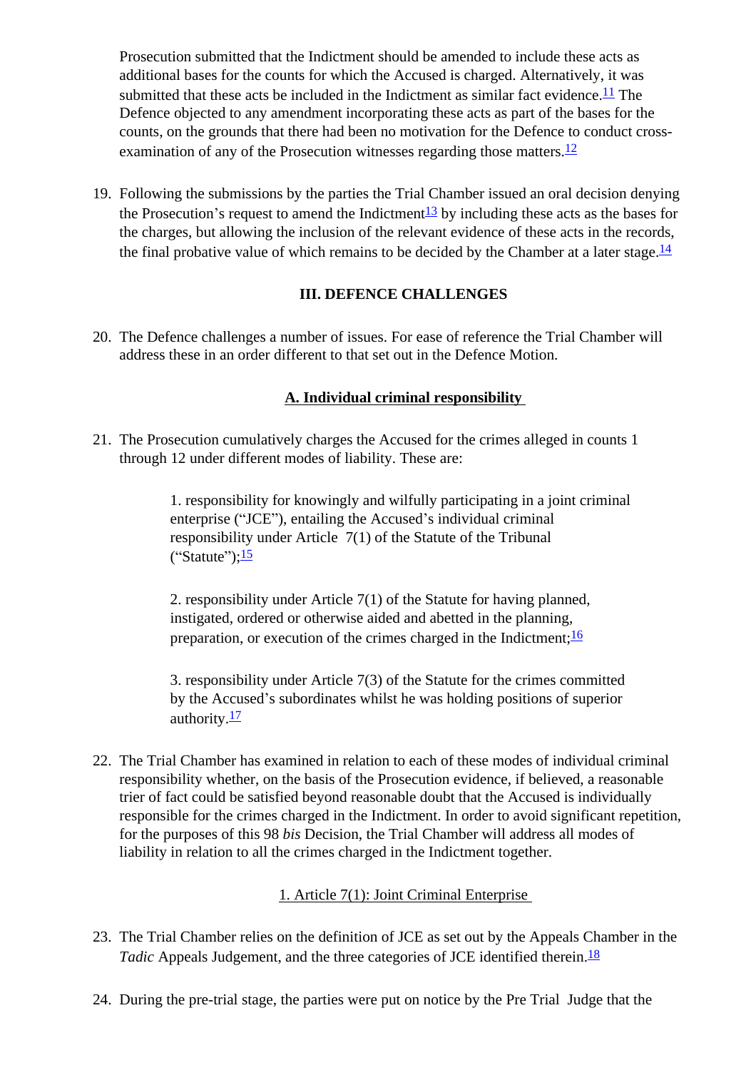Prosecution submitted that the Indictment should be amended to include these acts as additional bases for the counts for which the Accused is charged. Alternatively, it was submitted that these acts be included in the Indictment as similar fact evidence.[11] The Defence objected to any amendment incorporating these acts as part of the bases for the counts, on the grounds that there had been no motivation for the Defence to conduct cross-examination of any of the Prosecution witnesses regarding those matters.[12]

19. Following the submissions by the parties the Trial Chamber issued an oral decision denying the Prosecution's request to amend the Indictment[13] by including these acts as the bases for the charges, but allowing the inclusion of the relevant evidence of these acts in the records, the final probative value of which remains to be decided by the Chamber at a later stage.[14]

## III. DEFENCE CHALLENGES

20. The Defence challenges a number of issues. For ease of reference the Trial Chamber will address these in an order different to that set out in the Defence Motion.

### A. Individual criminal responsibility

21. The Prosecution cumulatively charges the Accused for the crimes alleged in counts 1 through 12 under different modes of liability. These are:

> 1. responsibility for knowingly and wilfully participating in a joint criminal enterprise ("JCE"), entailing the Accused's individual criminal responsibility under Article 7(1) of the Statute of the Tribunal ("Statute");[15]
>
> 2. responsibility under Article 7(1) of the Statute for having planned, instigated, ordered or otherwise aided and abetted in the planning, preparation, or execution of the crimes charged in the Indictment;[16]
>
> 3. responsibility under Article 7(3) of the Statute for the crimes committed by the Accused's subordinates whilst he was holding positions of superior authority.[17]

22. The Trial Chamber has examined in relation to each of these modes of individual criminal responsibility whether, on the basis of the Prosecution evidence, if believed, a reasonable trier of fact could be satisfied beyond reasonable doubt that the Accused is individually responsible for the crimes charged in the Indictment. In order to avoid significant repetition, for the purposes of this 98 *bis* Decision, the Trial Chamber will address all modes of liability in relation to all the crimes charged in the Indictment together.

#### 1. Article 7(1): Joint Criminal Enterprise

23. The Trial Chamber relies on the definition of JCE as set out by the Appeals Chamber in the *Tadic* Appeals Judgement, and the three categories of JCE identified therein.[18]

24. During the pre-trial stage, the parties were put on notice by the Pre Trial Judge that the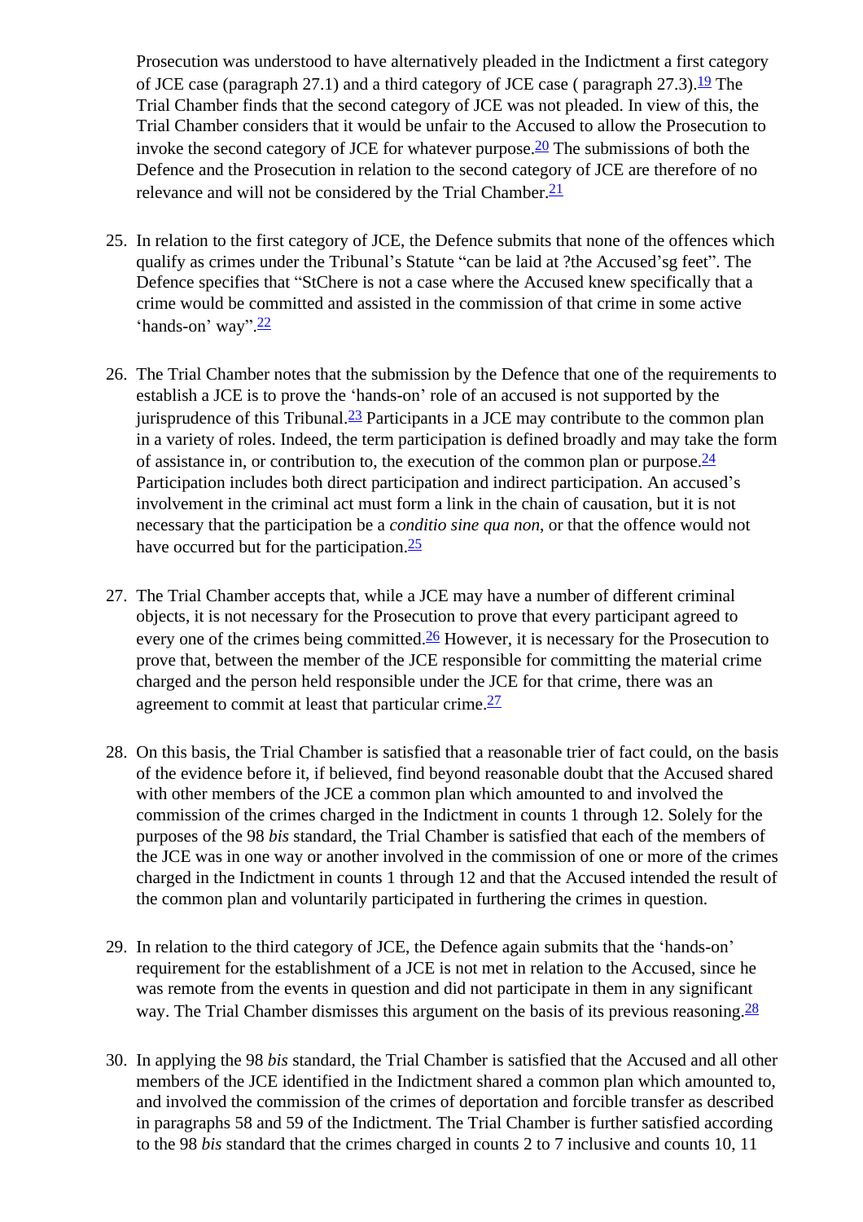Prosecution was understood to have alternatively pleaded in the Indictment a first category of JCE case (paragraph 27.1) and a third category of JCE case ( paragraph 27.3).[19] The Trial Chamber finds that the second category of JCE was not pleaded. In view of this, the Trial Chamber considers that it would be unfair to the Accused to allow the Prosecution to invoke the second category of JCE for whatever purpose.[20] The submissions of both the Defence and the Prosecution in relation to the second category of JCE are therefore of no relevance and will not be considered by the Trial Chamber.[21]

25. In relation to the first category of JCE, the Defence submits that none of the offences which qualify as crimes under the Tribunal's Statute "can be laid at ?the Accused'sg feet". The Defence specifies that "StChere is not a case where the Accused knew specifically that a crime would be committed and assisted in the commission of that crime in some active 'hands-on' way".[22]

26. The Trial Chamber notes that the submission by the Defence that one of the requirements to establish a JCE is to prove the 'hands-on' role of an accused is not supported by the jurisprudence of this Tribunal.[23] Participants in a JCE may contribute to the common plan in a variety of roles. Indeed, the term participation is defined broadly and may take the form of assistance in, or contribution to, the execution of the common plan or purpose.[24] Participation includes both direct participation and indirect participation. An accused's involvement in the criminal act must form a link in the chain of causation, but it is not necessary that the participation be a *conditio sine qua non*, or that the offence would not have occurred but for the participation.[25]

27. The Trial Chamber accepts that, while a JCE may have a number of different criminal objects, it is not necessary for the Prosecution to prove that every participant agreed to every one of the crimes being committed.[26] However, it is necessary for the Prosecution to prove that, between the member of the JCE responsible for committing the material crime charged and the person held responsible under the JCE for that crime, there was an agreement to commit at least that particular crime.[27]

28. On this basis, the Trial Chamber is satisfied that a reasonable trier of fact could, on the basis of the evidence before it, if believed, find beyond reasonable doubt that the Accused shared with other members of the JCE a common plan which amounted to and involved the commission of the crimes charged in the Indictment in counts 1 through 12. Solely for the purposes of the 98 *bis* standard, the Trial Chamber is satisfied that each of the members of the JCE was in one way or another involved in the commission of one or more of the crimes charged in the Indictment in counts 1 through 12 and that the Accused intended the result of the common plan and voluntarily participated in furthering the crimes in question.

29. In relation to the third category of JCE, the Defence again submits that the 'hands-on' requirement for the establishment of a JCE is not met in relation to the Accused, since he was remote from the events in question and did not participate in them in any significant way. The Trial Chamber dismisses this argument on the basis of its previous reasoning.[28]

30. In applying the 98 *bis* standard, the Trial Chamber is satisfied that the Accused and all other members of the JCE identified in the Indictment shared a common plan which amounted to, and involved the commission of the crimes of deportation and forcible transfer as described in paragraphs 58 and 59 of the Indictment. The Trial Chamber is further satisfied according to the 98 *bis* standard that the crimes charged in counts 2 to 7 inclusive and counts 10, 11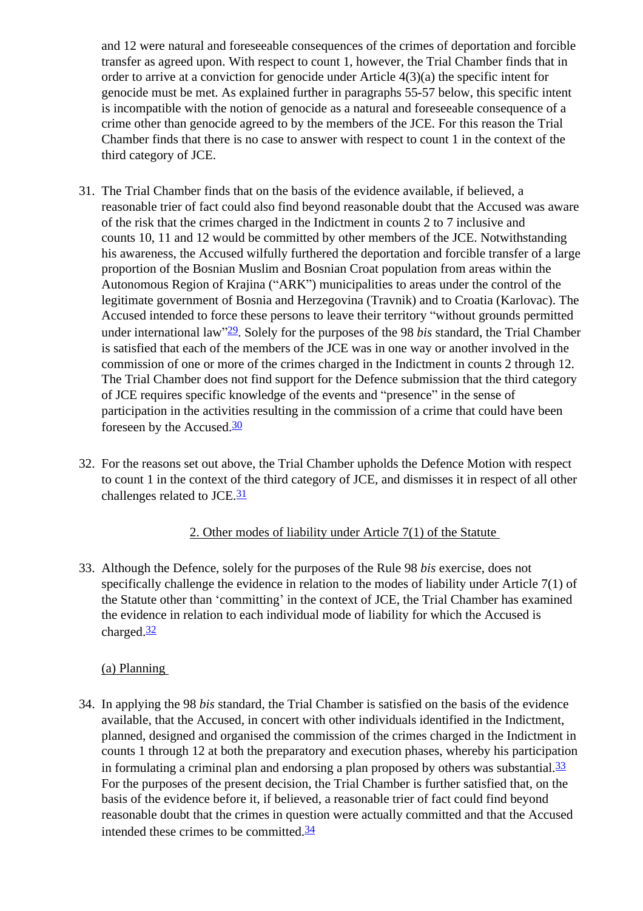and 12 were natural and foreseeable consequences of the crimes of deportation and forcible transfer as agreed upon. With respect to count 1, however, the Trial Chamber finds that in order to arrive at a conviction for genocide under Article 4(3)(a) the specific intent for genocide must be met. As explained further in paragraphs 55-57 below, this specific intent is incompatible with the notion of genocide as a natural and foreseeable consequence of a crime other than genocide agreed to by the members of the JCE. For this reason the Trial Chamber finds that there is no case to answer with respect to count 1 in the context of the third category of JCE.

31. The Trial Chamber finds that on the basis of the evidence available, if believed, a reasonable trier of fact could also find beyond reasonable doubt that the Accused was aware of the risk that the crimes charged in the Indictment in counts 2 to 7 inclusive and counts 10, 11 and 12 would be committed by other members of the JCE. Notwithstanding his awareness, the Accused wilfully furthered the deportation and forcible transfer of a large proportion of the Bosnian Muslim and Bosnian Croat population from areas within the Autonomous Region of Krajina ("ARK") municipalities to areas under the control of the legitimate government of Bosnia and Herzegovina (Travnik) and to Croatia (Karlovac). The Accused intended to force these persons to leave their territory "without grounds permitted under international law"[29]. Solely for the purposes of the 98 *bis* standard, the Trial Chamber is satisfied that each of the members of the JCE was in one way or another involved in the commission of one or more of the crimes charged in the Indictment in counts 2 through 12. The Trial Chamber does not find support for the Defence submission that the third category of JCE requires specific knowledge of the events and "presence" in the sense of participation in the activities resulting in the commission of a crime that could have been foreseen by the Accused.[30]

32. For the reasons set out above, the Trial Chamber upholds the Defence Motion with respect to count 1 in the context of the third category of JCE, and dismisses it in respect of all other challenges related to JCE.[31]

2. Other modes of liability under Article 7(1) of the Statute

33. Although the Defence, solely for the purposes of the Rule 98 *bis* exercise, does not specifically challenge the evidence in relation to the modes of liability under Article 7(1) of the Statute other than 'committing' in the context of JCE, the Trial Chamber has examined the evidence in relation to each individual mode of liability for which the Accused is charged.[32]

(a) Planning

34. In applying the 98 *bis* standard, the Trial Chamber is satisfied on the basis of the evidence available, that the Accused, in concert with other individuals identified in the Indictment, planned, designed and organised the commission of the crimes charged in the Indictment in counts 1 through 12 at both the preparatory and execution phases, whereby his participation in formulating a criminal plan and endorsing a plan proposed by others was substantial.[33] For the purposes of the present decision, the Trial Chamber is further satisfied that, on the basis of the evidence before it, if believed, a reasonable trier of fact could find beyond reasonable doubt that the crimes in question were actually committed and that the Accused intended these crimes to be committed.[34]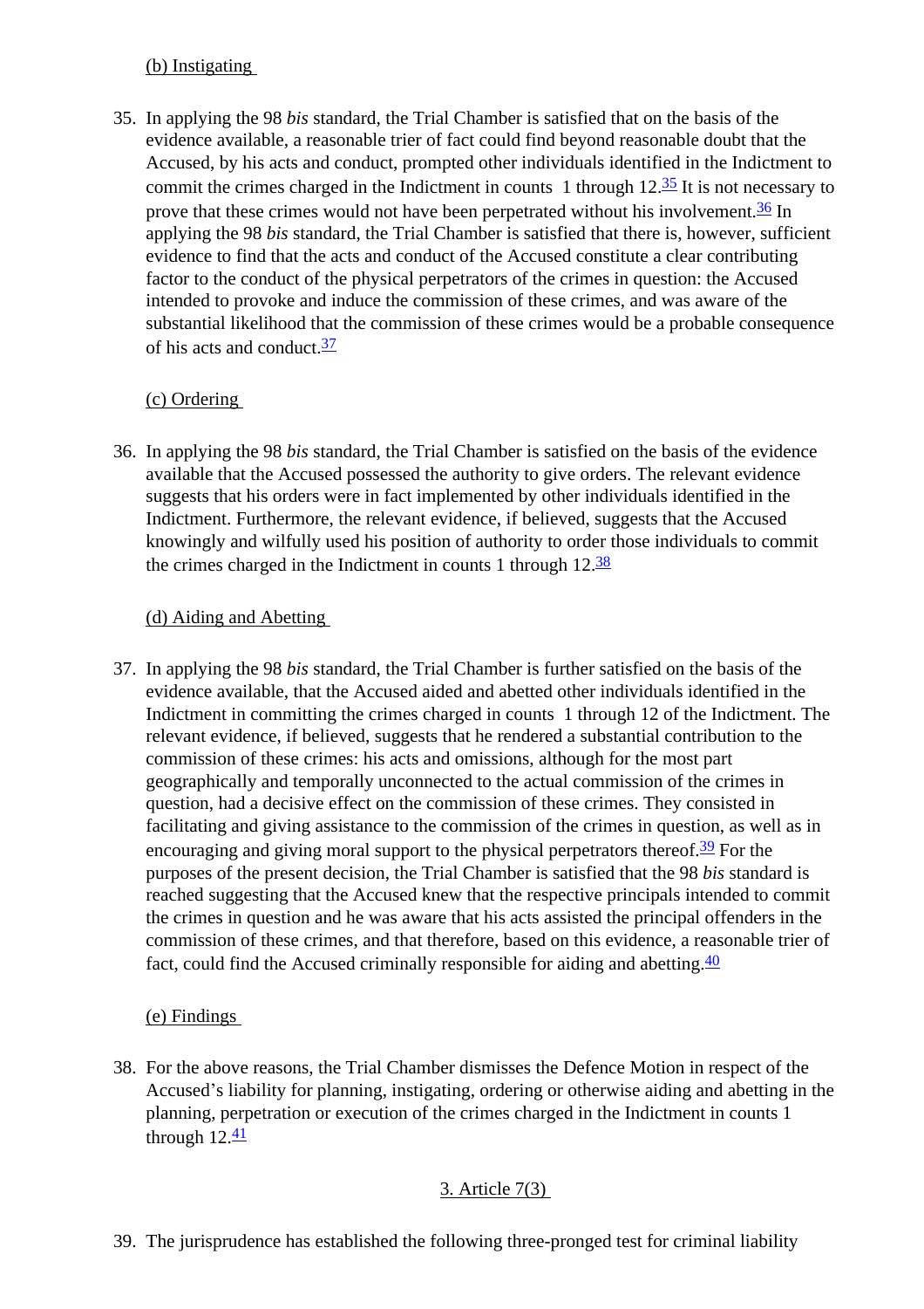(b) Instigating

35. In applying the 98 *bis* standard, the Trial Chamber is satisfied that on the basis of the evidence available, a reasonable trier of fact could find beyond reasonable doubt that the Accused, by his acts and conduct, prompted other individuals identified in the Indictment to commit the crimes charged in the Indictment in counts 1 through 12.[35] It is not necessary to prove that these crimes would not have been perpetrated without his involvement.[36] In applying the 98 *bis* standard, the Trial Chamber is satisfied that there is, however, sufficient evidence to find that the acts and conduct of the Accused constitute a clear contributing factor to the conduct of the physical perpetrators of the crimes in question: the Accused intended to provoke and induce the commission of these crimes, and was aware of the substantial likelihood that the commission of these crimes would be a probable consequence of his acts and conduct.[37]

(c) Ordering

36. In applying the 98 *bis* standard, the Trial Chamber is satisfied on the basis of the evidence available that the Accused possessed the authority to give orders. The relevant evidence suggests that his orders were in fact implemented by other individuals identified in the Indictment. Furthermore, the relevant evidence, if believed, suggests that the Accused knowingly and wilfully used his position of authority to order those individuals to commit the crimes charged in the Indictment in counts 1 through 12.[38]

(d) Aiding and Abetting

37. In applying the 98 *bis* standard, the Trial Chamber is further satisfied on the basis of the evidence available, that the Accused aided and abetted other individuals identified in the Indictment in committing the crimes charged in counts 1 through 12 of the Indictment. The relevant evidence, if believed, suggests that he rendered a substantial contribution to the commission of these crimes: his acts and omissions, although for the most part geographically and temporally unconnected to the actual commission of the crimes in question, had a decisive effect on the commission of these crimes. They consisted in facilitating and giving assistance to the commission of the crimes in question, as well as in encouraging and giving moral support to the physical perpetrators thereof.[39] For the purposes of the present decision, the Trial Chamber is satisfied that the 98 *bis* standard is reached suggesting that the Accused knew that the respective principals intended to commit the crimes in question and he was aware that his acts assisted the principal offenders in the commission of these crimes, and that therefore, based on this evidence, a reasonable trier of fact, could find the Accused criminally responsible for aiding and abetting.[40]

(e) Findings

38. For the above reasons, the Trial Chamber dismisses the Defence Motion in respect of the Accused's liability for planning, instigating, ordering or otherwise aiding and abetting in the planning, perpetration or execution of the crimes charged in the Indictment in counts 1 through 12.[41]

3. Article 7(3)

39. The jurisprudence has established the following three-pronged test for criminal liability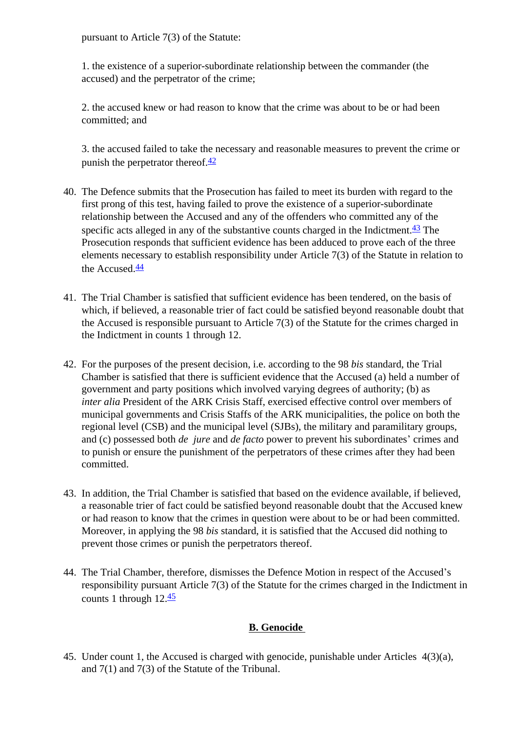pursuant to Article 7(3) of the Statute:

1. the existence of a superior-subordinate relationship between the commander (the accused) and the perpetrator of the crime;

2. the accused knew or had reason to know that the crime was about to be or had been committed; and

3. the accused failed to take the necessary and reasonable measures to prevent the crime or punish the perpetrator thereof.[42]

40. The Defence submits that the Prosecution has failed to meet its burden with regard to the first prong of this test, having failed to prove the existence of a superior-subordinate relationship between the Accused and any of the offenders who committed any of the specific acts alleged in any of the substantive counts charged in the Indictment.[43] The Prosecution responds that sufficient evidence has been adduced to prove each of the three elements necessary to establish responsibility under Article 7(3) of the Statute in relation to the Accused.[44]

41. The Trial Chamber is satisfied that sufficient evidence has been tendered, on the basis of which, if believed, a reasonable trier of fact could be satisfied beyond reasonable doubt that the Accused is responsible pursuant to Article 7(3) of the Statute for the crimes charged in the Indictment in counts 1 through 12.

42. For the purposes of the present decision, i.e. according to the 98 *bis* standard, the Trial Chamber is satisfied that there is sufficient evidence that the Accused (a) held a number of government and party positions which involved varying degrees of authority; (b) as *inter alia* President of the ARK Crisis Staff, exercised effective control over members of municipal governments and Crisis Staffs of the ARK municipalities, the police on both the regional level (CSB) and the municipal level (SJBs), the military and paramilitary groups, and (c) possessed both *de jure* and *de facto* power to prevent his subordinates' crimes and to punish or ensure the punishment of the perpetrators of these crimes after they had been committed.

43. In addition, the Trial Chamber is satisfied that based on the evidence available, if believed, a reasonable trier of fact could be satisfied beyond reasonable doubt that the Accused knew or had reason to know that the crimes in question were about to be or had been committed. Moreover, in applying the 98 *bis* standard, it is satisfied that the Accused did nothing to prevent those crimes or punish the perpetrators thereof.

44. The Trial Chamber, therefore, dismisses the Defence Motion in respect of the Accused's responsibility pursuant Article 7(3) of the Statute for the crimes charged in the Indictment in counts 1 through 12.[45]

## B. Genocide

45. Under count 1, the Accused is charged with genocide, punishable under Articles 4(3)(a), and 7(1) and 7(3) of the Statute of the Tribunal.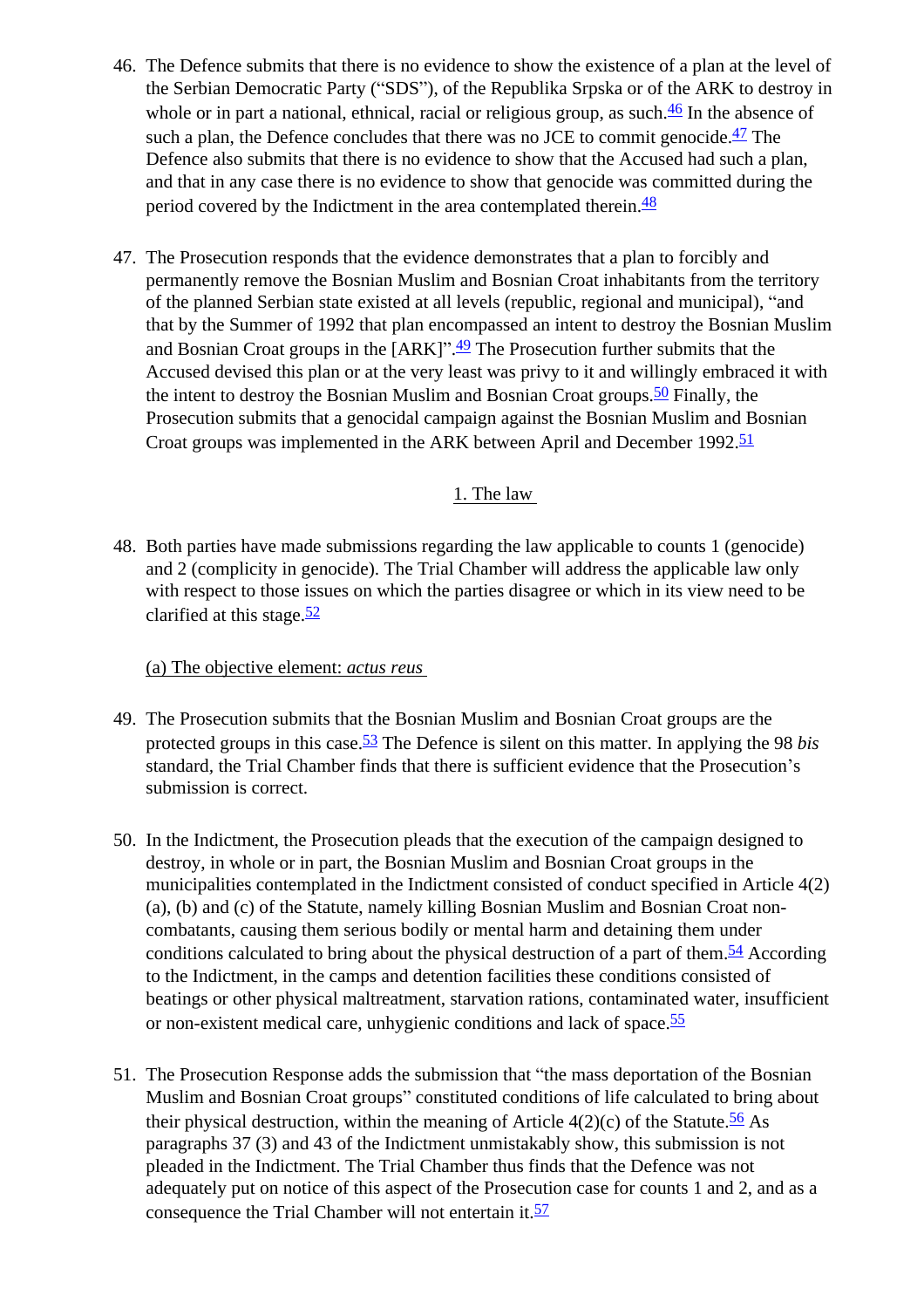46. The Defence submits that there is no evidence to show the existence of a plan at the level of the Serbian Democratic Party ("SDS"), of the Republika Srpska or of the ARK to destroy in whole or in part a national, ethnical, racial or religious group, as such.[46] In the absence of such a plan, the Defence concludes that there was no JCE to commit genocide.[47] The Defence also submits that there is no evidence to show that the Accused had such a plan, and that in any case there is no evidence to show that genocide was committed during the period covered by the Indictment in the area contemplated therein.[48]

47. The Prosecution responds that the evidence demonstrates that a plan to forcibly and permanently remove the Bosnian Muslim and Bosnian Croat inhabitants from the territory of the planned Serbian state existed at all levels (republic, regional and municipal), "and that by the Summer of 1992 that plan encompassed an intent to destroy the Bosnian Muslim and Bosnian Croat groups in the [ARK]".[49] The Prosecution further submits that the Accused devised this plan or at the very least was privy to it and willingly embraced it with the intent to destroy the Bosnian Muslim and Bosnian Croat groups.[50] Finally, the Prosecution submits that a genocidal campaign against the Bosnian Muslim and Bosnian Croat groups was implemented in the ARK between April and December 1992.[51]

## 1. The law

48. Both parties have made submissions regarding the law applicable to counts 1 (genocide) and 2 (complicity in genocide). The Trial Chamber will address the applicable law only with respect to those issues on which the parties disagree or which in its view need to be clarified at this stage.[52]

### (a) The objective element: *actus reus*

49. The Prosecution submits that the Bosnian Muslim and Bosnian Croat groups are the protected groups in this case.[53] The Defence is silent on this matter. In applying the 98 *bis* standard, the Trial Chamber finds that there is sufficient evidence that the Prosecution's submission is correct.

50. In the Indictment, the Prosecution pleads that the execution of the campaign designed to destroy, in whole or in part, the Bosnian Muslim and Bosnian Croat groups in the municipalities contemplated in the Indictment consisted of conduct specified in Article 4(2) (a), (b) and (c) of the Statute, namely killing Bosnian Muslim and Bosnian Croat non-combatants, causing them serious bodily or mental harm and detaining them under conditions calculated to bring about the physical destruction of a part of them.[54] According to the Indictment, in the camps and detention facilities these conditions consisted of beatings or other physical maltreatment, starvation rations, contaminated water, insufficient or non-existent medical care, unhygienic conditions and lack of space.[55]

51. The Prosecution Response adds the submission that "the mass deportation of the Bosnian Muslim and Bosnian Croat groups" constituted conditions of life calculated to bring about their physical destruction, within the meaning of Article 4(2)(c) of the Statute.[56] As paragraphs 37 (3) and 43 of the Indictment unmistakably show, this submission is not pleaded in the Indictment. The Trial Chamber thus finds that the Defence was not adequately put on notice of this aspect of the Prosecution case for counts 1 and 2, and as a consequence the Trial Chamber will not entertain it.[57]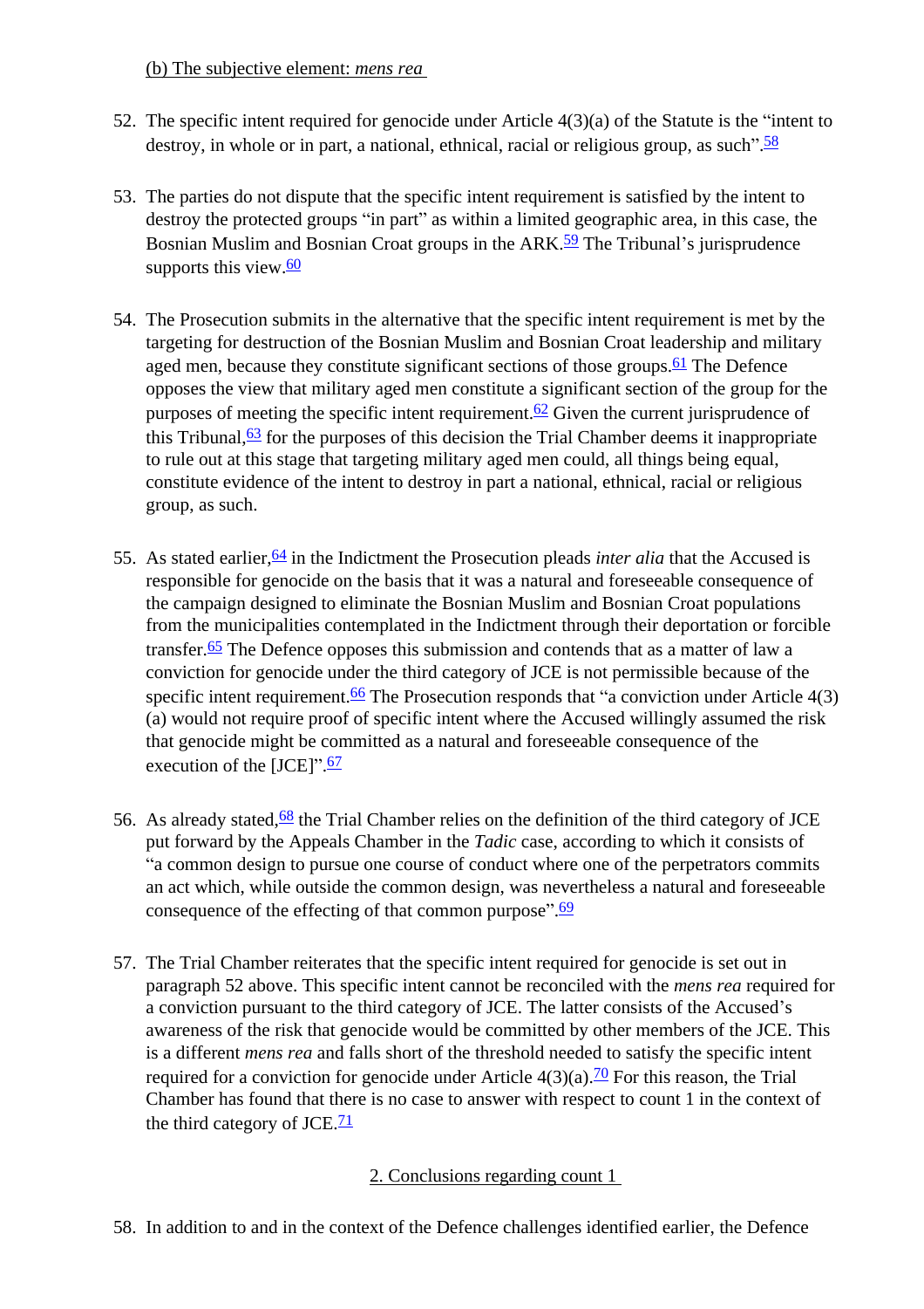(b) The subjective element: *mens rea*

52. The specific intent required for genocide under Article 4(3)(a) of the Statute is the "intent to destroy, in whole or in part, a national, ethnical, racial or religious group, as such".[58]

53. The parties do not dispute that the specific intent requirement is satisfied by the intent to destroy the protected groups "in part" as within a limited geographic area, in this case, the Bosnian Muslim and Bosnian Croat groups in the ARK.[59] The Tribunal's jurisprudence supports this view.[60]

54. The Prosecution submits in the alternative that the specific intent requirement is met by the targeting for destruction of the Bosnian Muslim and Bosnian Croat leadership and military aged men, because they constitute significant sections of those groups.[61] The Defence opposes the view that military aged men constitute a significant section of the group for the purposes of meeting the specific intent requirement.[62] Given the current jurisprudence of this Tribunal,[63] for the purposes of this decision the Trial Chamber deems it inappropriate to rule out at this stage that targeting military aged men could, all things being equal, constitute evidence of the intent to destroy in part a national, ethnical, racial or religious group, as such.

55. As stated earlier,[64] in the Indictment the Prosecution pleads *inter alia* that the Accused is responsible for genocide on the basis that it was a natural and foreseeable consequence of the campaign designed to eliminate the Bosnian Muslim and Bosnian Croat populations from the municipalities contemplated in the Indictment through their deportation or forcible transfer.[65] The Defence opposes this submission and contends that as a matter of law a conviction for genocide under the third category of JCE is not permissible because of the specific intent requirement.[66] The Prosecution responds that "a conviction under Article 4(3)(a) would not require proof of specific intent where the Accused willingly assumed the risk that genocide might be committed as a natural and foreseeable consequence of the execution of the [JCE]".[67]

56. As already stated,[68] the Trial Chamber relies on the definition of the third category of JCE put forward by the Appeals Chamber in the *Tadic* case, according to which it consists of "a common design to pursue one course of conduct where one of the perpetrators commits an act which, while outside the common design, was nevertheless a natural and foreseeable consequence of the effecting of that common purpose".[69]

57. The Trial Chamber reiterates that the specific intent required for genocide is set out in paragraph 52 above. This specific intent cannot be reconciled with the *mens rea* required for a conviction pursuant to the third category of JCE. The latter consists of the Accused's awareness of the risk that genocide would be committed by other members of the JCE. This is a different *mens rea* and falls short of the threshold needed to satisfy the specific intent required for a conviction for genocide under Article 4(3)(a).[70] For this reason, the Trial Chamber has found that there is no case to answer with respect to count 1 in the context of the third category of JCE.[71]

2. Conclusions regarding count 1

58. In addition to and in the context of the Defence challenges identified earlier, the Defence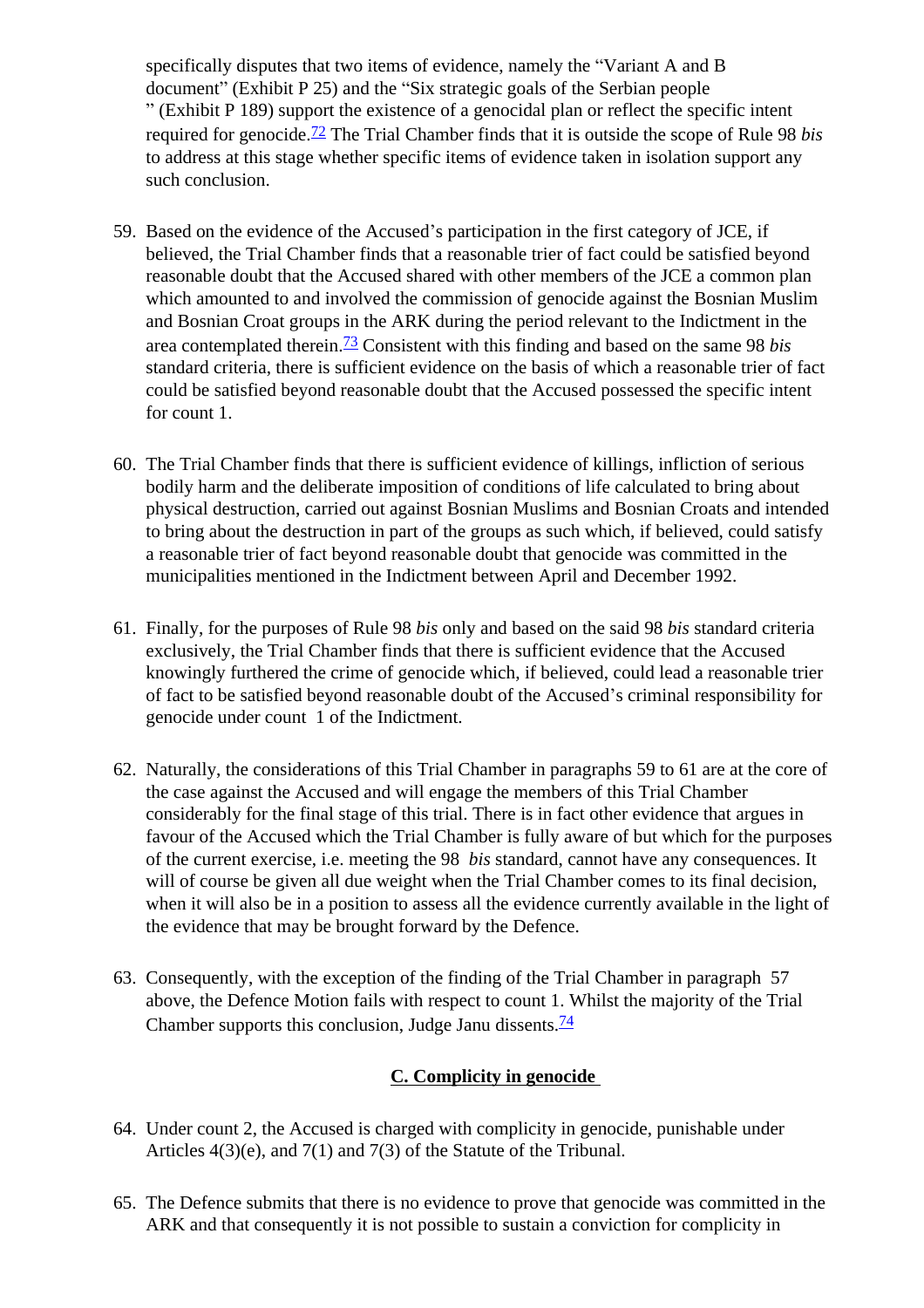specifically disputes that two items of evidence, namely the "Variant A and B document" (Exhibit P 25) and the "Six strategic goals of the Serbian people " (Exhibit P 189) support the existence of a genocidal plan or reflect the specific intent required for genocide.[72] The Trial Chamber finds that it is outside the scope of Rule 98 *bis* to address at this stage whether specific items of evidence taken in isolation support any such conclusion.

59. Based on the evidence of the Accused's participation in the first category of JCE, if believed, the Trial Chamber finds that a reasonable trier of fact could be satisfied beyond reasonable doubt that the Accused shared with other members of the JCE a common plan which amounted to and involved the commission of genocide against the Bosnian Muslim and Bosnian Croat groups in the ARK during the period relevant to the Indictment in the area contemplated therein.[73] Consistent with this finding and based on the same 98 *bis* standard criteria, there is sufficient evidence on the basis of which a reasonable trier of fact could be satisfied beyond reasonable doubt that the Accused possessed the specific intent for count 1.

60. The Trial Chamber finds that there is sufficient evidence of killings, infliction of serious bodily harm and the deliberate imposition of conditions of life calculated to bring about physical destruction, carried out against Bosnian Muslims and Bosnian Croats and intended to bring about the destruction in part of the groups as such which, if believed, could satisfy a reasonable trier of fact beyond reasonable doubt that genocide was committed in the municipalities mentioned in the Indictment between April and December 1992.

61. Finally, for the purposes of Rule 98 *bis* only and based on the said 98 *bis* standard criteria exclusively, the Trial Chamber finds that there is sufficient evidence that the Accused knowingly furthered the crime of genocide which, if believed, could lead a reasonable trier of fact to be satisfied beyond reasonable doubt of the Accused's criminal responsibility for genocide under count 1 of the Indictment.

62. Naturally, the considerations of this Trial Chamber in paragraphs 59 to 61 are at the core of the case against the Accused and will engage the members of this Trial Chamber considerably for the final stage of this trial. There is in fact other evidence that argues in favour of the Accused which the Trial Chamber is fully aware of but which for the purposes of the current exercise, i.e. meeting the 98 *bis* standard, cannot have any consequences. It will of course be given all due weight when the Trial Chamber comes to its final decision, when it will also be in a position to assess all the evidence currently available in the light of the evidence that may be brought forward by the Defence.

63. Consequently, with the exception of the finding of the Trial Chamber in paragraph 57 above, the Defence Motion fails with respect to count 1. Whilst the majority of the Trial Chamber supports this conclusion, Judge Janu dissents.[74]

### C. Complicity in genocide

64. Under count 2, the Accused is charged with complicity in genocide, punishable under Articles 4(3)(e), and 7(1) and 7(3) of the Statute of the Tribunal.

65. The Defence submits that there is no evidence to prove that genocide was committed in the ARK and that consequently it is not possible to sustain a conviction for complicity in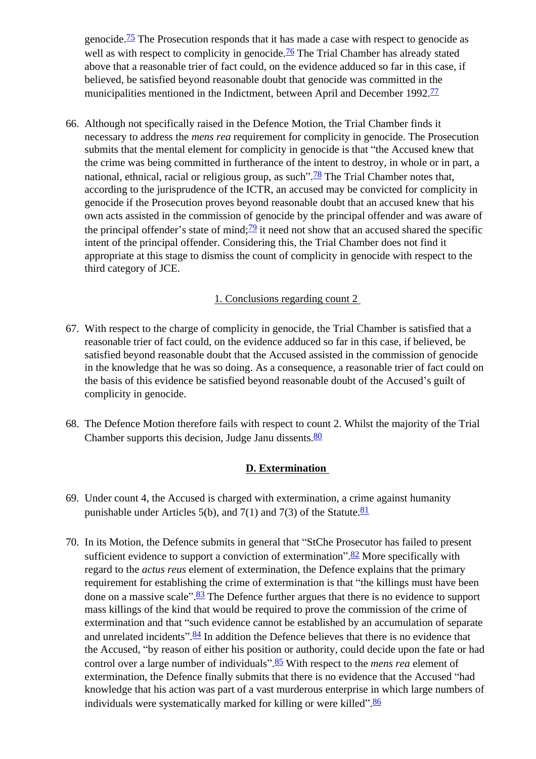genocide.[75] The Prosecution responds that it has made a case with respect to genocide as well as with respect to complicity in genocide.[76] The Trial Chamber has already stated above that a reasonable trier of fact could, on the evidence adduced so far in this case, if believed, be satisfied beyond reasonable doubt that genocide was committed in the municipalities mentioned in the Indictment, between April and December 1992.[77]

66. Although not specifically raised in the Defence Motion, the Trial Chamber finds it necessary to address the *mens rea* requirement for complicity in genocide. The Prosecution submits that the mental element for complicity in genocide is that "the Accused knew that the crime was being committed in furtherance of the intent to destroy, in whole or in part, a national, ethnical, racial or religious group, as such".[78] The Trial Chamber notes that, according to the jurisprudence of the ICTR, an accused may be convicted for complicity in genocide if the Prosecution proves beyond reasonable doubt that an accused knew that his own acts assisted in the commission of genocide by the principal offender and was aware of the principal offender's state of mind;[79] it need not show that an accused shared the specific intent of the principal offender. Considering this, the Trial Chamber does not find it appropriate at this stage to dismiss the count of complicity in genocide with respect to the third category of JCE.

1. Conclusions regarding count 2

67. With respect to the charge of complicity in genocide, the Trial Chamber is satisfied that a reasonable trier of fact could, on the evidence adduced so far in this case, if believed, be satisfied beyond reasonable doubt that the Accused assisted in the commission of genocide in the knowledge that he was so doing. As a consequence, a reasonable trier of fact could on the basis of this evidence be satisfied beyond reasonable doubt of the Accused's guilt of complicity in genocide.

68. The Defence Motion therefore fails with respect to count 2. Whilst the majority of the Trial Chamber supports this decision, Judge Janu dissents.[80]

**D. Extermination**

69. Under count 4, the Accused is charged with extermination, a crime against humanity punishable under Articles 5(b), and 7(1) and 7(3) of the Statute.[81]

70. In its Motion, the Defence submits in general that "StChe Prosecutor has failed to present sufficient evidence to support a conviction of extermination".[82] More specifically with regard to the *actus reus* element of extermination, the Defence explains that the primary requirement for establishing the crime of extermination is that "the killings must have been done on a massive scale".[83] The Defence further argues that there is no evidence to support mass killings of the kind that would be required to prove the commission of the crime of extermination and that "such evidence cannot be established by an accumulation of separate and unrelated incidents".[84] In addition the Defence believes that there is no evidence that the Accused, "by reason of either his position or authority, could decide upon the fate or had control over a large number of individuals".[85] With respect to the *mens rea* element of extermination, the Defence finally submits that there is no evidence that the Accused "had knowledge that his action was part of a vast murderous enterprise in which large numbers of individuals were systematically marked for killing or were killed".[86]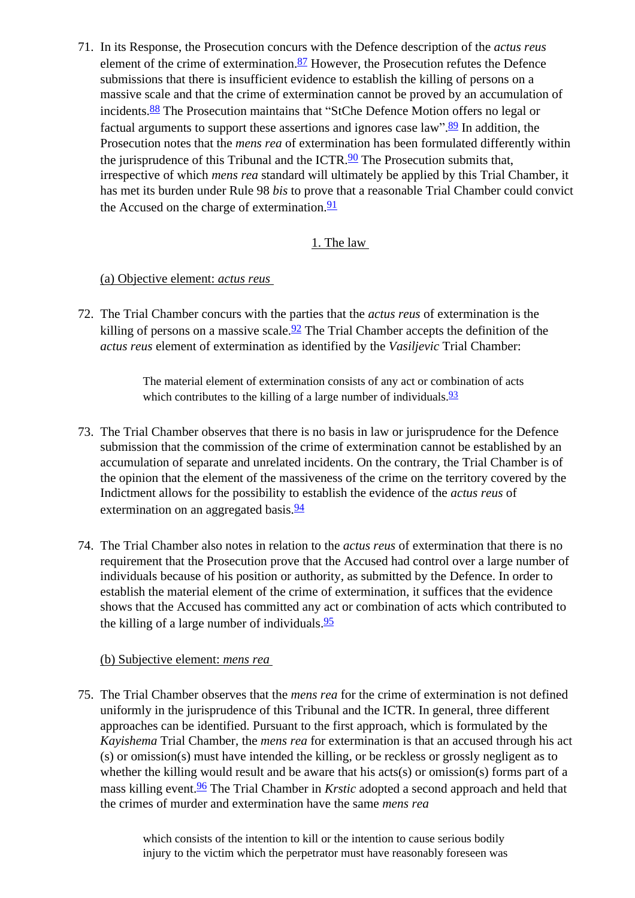71. In its Response, the Prosecution concurs with the Defence description of the *actus reus* element of the crime of extermination.[87] However, the Prosecution refutes the Defence submissions that there is insufficient evidence to establish the killing of persons on a massive scale and that the crime of extermination cannot be proved by an accumulation of incidents.[88] The Prosecution maintains that "StChe Defence Motion offers no legal or factual arguments to support these assertions and ignores case law".[89] In addition, the Prosecution notes that the *mens rea* of extermination has been formulated differently within the jurisprudence of this Tribunal and the ICTR.[90] The Prosecution submits that, irrespective of which *mens rea* standard will ultimately be applied by this Trial Chamber, it has met its burden under Rule 98 *bis* to prove that a reasonable Trial Chamber could convict the Accused on the charge of extermination.[91]

## 1. The law

### (a) Objective element: *actus reus*

72. The Trial Chamber concurs with the parties that the *actus reus* of extermination is the killing of persons on a massive scale.[92] The Trial Chamber accepts the definition of the *actus reus* element of extermination as identified by the *Vasiljevic* Trial Chamber:

> The material element of extermination consists of any act or combination of acts which contributes to the killing of a large number of individuals.[93]

73. The Trial Chamber observes that there is no basis in law or jurisprudence for the Defence submission that the commission of the crime of extermination cannot be established by an accumulation of separate and unrelated incidents. On the contrary, the Trial Chamber is of the opinion that the element of the massiveness of the crime on the territory covered by the Indictment allows for the possibility to establish the evidence of the *actus reus* of extermination on an aggregated basis.[94]

74. The Trial Chamber also notes in relation to the *actus reus* of extermination that there is no requirement that the Prosecution prove that the Accused had control over a large number of individuals because of his position or authority, as submitted by the Defence. In order to establish the material element of the crime of extermination, it suffices that the evidence shows that the Accused has committed any act or combination of acts which contributed to the killing of a large number of individuals.[95]

### (b) Subjective element: *mens rea*

75. The Trial Chamber observes that the *mens rea* for the crime of extermination is not defined uniformly in the jurisprudence of this Tribunal and the ICTR. In general, three different approaches can be identified. Pursuant to the first approach, which is formulated by the *Kayishema* Trial Chamber, the *mens rea* for extermination is that an accused through his act (s) or omission(s) must have intended the killing, or be reckless or grossly negligent as to whether the killing would result and be aware that his acts(s) or omission(s) forms part of a mass killing event.[96] The Trial Chamber in *Krstic* adopted a second approach and held that the crimes of murder and extermination have the same *mens rea*

> which consists of the intention to kill or the intention to cause serious bodily injury to the victim which the perpetrator must have reasonably foreseen was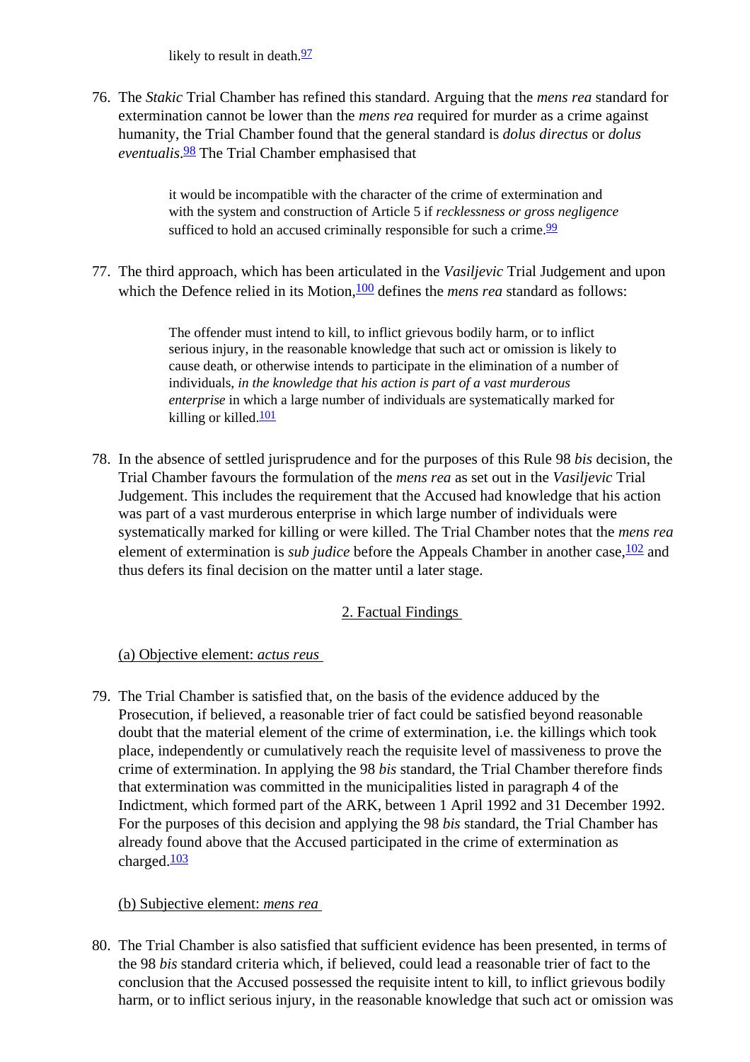likely to result in death.[97]

76. The *Stakic* Trial Chamber has refined this standard. Arguing that the *mens rea* standard for extermination cannot be lower than the *mens rea* required for murder as a crime against humanity, the Trial Chamber found that the general standard is *dolus directus* or *dolus eventualis*.[98] The Trial Chamber emphasised that

> it would be incompatible with the character of the crime of extermination and with the system and construction of Article 5 if *recklessness or gross negligence* sufficed to hold an accused criminally responsible for such a crime.[99]

77. The third approach, which has been articulated in the *Vasiljevic* Trial Judgement and upon which the Defence relied in its Motion,[100] defines the *mens rea* standard as follows:

> The offender must intend to kill, to inflict grievous bodily harm, or to inflict serious injury, in the reasonable knowledge that such act or omission is likely to cause death, or otherwise intends to participate in the elimination of a number of individuals, *in the knowledge that his action is part of a vast murderous enterprise* in which a large number of individuals are systematically marked for killing or killed.[101]

78. In the absence of settled jurisprudence and for the purposes of this Rule 98 *bis* decision, the Trial Chamber favours the formulation of the *mens rea* as set out in the *Vasiljevic* Trial Judgement. This includes the requirement that the Accused had knowledge that his action was part of a vast murderous enterprise in which large number of individuals were systematically marked for killing or were killed. The Trial Chamber notes that the *mens rea* element of extermination is *sub judice* before the Appeals Chamber in another case,[102] and thus defers its final decision on the matter until a later stage.

### 2. Factual Findings

#### (a) Objective element: *actus reus*

79. The Trial Chamber is satisfied that, on the basis of the evidence adduced by the Prosecution, if believed, a reasonable trier of fact could be satisfied beyond reasonable doubt that the material element of the crime of extermination, i.e. the killings which took place, independently or cumulatively reach the requisite level of massiveness to prove the crime of extermination. In applying the 98 *bis* standard, the Trial Chamber therefore finds that extermination was committed in the municipalities listed in paragraph 4 of the Indictment, which formed part of the ARK, between 1 April 1992 and 31 December 1992. For the purposes of this decision and applying the 98 *bis* standard, the Trial Chamber has already found above that the Accused participated in the crime of extermination as charged.[103]

#### (b) Subjective element: *mens rea*

80. The Trial Chamber is also satisfied that sufficient evidence has been presented, in terms of the 98 *bis* standard criteria which, if believed, could lead a reasonable trier of fact to the conclusion that the Accused possessed the requisite intent to kill, to inflict grievous bodily harm, or to inflict serious injury, in the reasonable knowledge that such act or omission was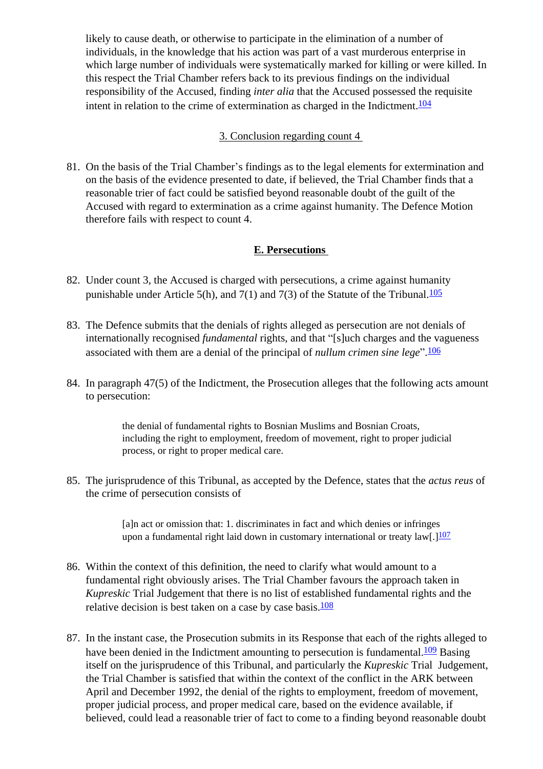likely to cause death, or otherwise to participate in the elimination of a number of individuals, in the knowledge that his action was part of a vast murderous enterprise in which large number of individuals were systematically marked for killing or were killed. In this respect the Trial Chamber refers back to its previous findings on the individual responsibility of the Accused, finding *inter alia* that the Accused possessed the requisite intent in relation to the crime of extermination as charged in the Indictment.[104]

3. Conclusion regarding count 4

81. On the basis of the Trial Chamber's findings as to the legal elements for extermination and on the basis of the evidence presented to date, if believed, the Trial Chamber finds that a reasonable trier of fact could be satisfied beyond reasonable doubt of the guilt of the Accused with regard to extermination as a crime against humanity. The Defence Motion therefore fails with respect to count 4.

## E. Persecutions

82. Under count 3, the Accused is charged with persecutions, a crime against humanity punishable under Article 5(h), and 7(1) and 7(3) of the Statute of the Tribunal.[105]

83. The Defence submits that the denials of rights alleged as persecution are not denials of internationally recognised *fundamental* rights, and that "[s]uch charges and the vagueness associated with them are a denial of the principal of *nullum crimen sine lege*".[106]

84. In paragraph 47(5) of the Indictment, the Prosecution alleges that the following acts amount to persecution:

> the denial of fundamental rights to Bosnian Muslims and Bosnian Croats, including the right to employment, freedom of movement, right to proper judicial process, or right to proper medical care.

85. The jurisprudence of this Tribunal, as accepted by the Defence, states that the *actus reus* of the crime of persecution consists of

> [a]n act or omission that: 1. discriminates in fact and which denies or infringes upon a fundamental right laid down in customary international or treaty law[.][107]

86. Within the context of this definition, the need to clarify what would amount to a fundamental right obviously arises. The Trial Chamber favours the approach taken in *Kupreskic* Trial Judgement that there is no list of established fundamental rights and the relative decision is best taken on a case by case basis.[108]

87. In the instant case, the Prosecution submits in its Response that each of the rights alleged to have been denied in the Indictment amounting to persecution is fundamental.[109] Basing itself on the jurisprudence of this Tribunal, and particularly the *Kupreskic* Trial Judgement, the Trial Chamber is satisfied that within the context of the conflict in the ARK between April and December 1992, the denial of the rights to employment, freedom of movement, proper judicial process, and proper medical care, based on the evidence available, if believed, could lead a reasonable trier of fact to come to a finding beyond reasonable doubt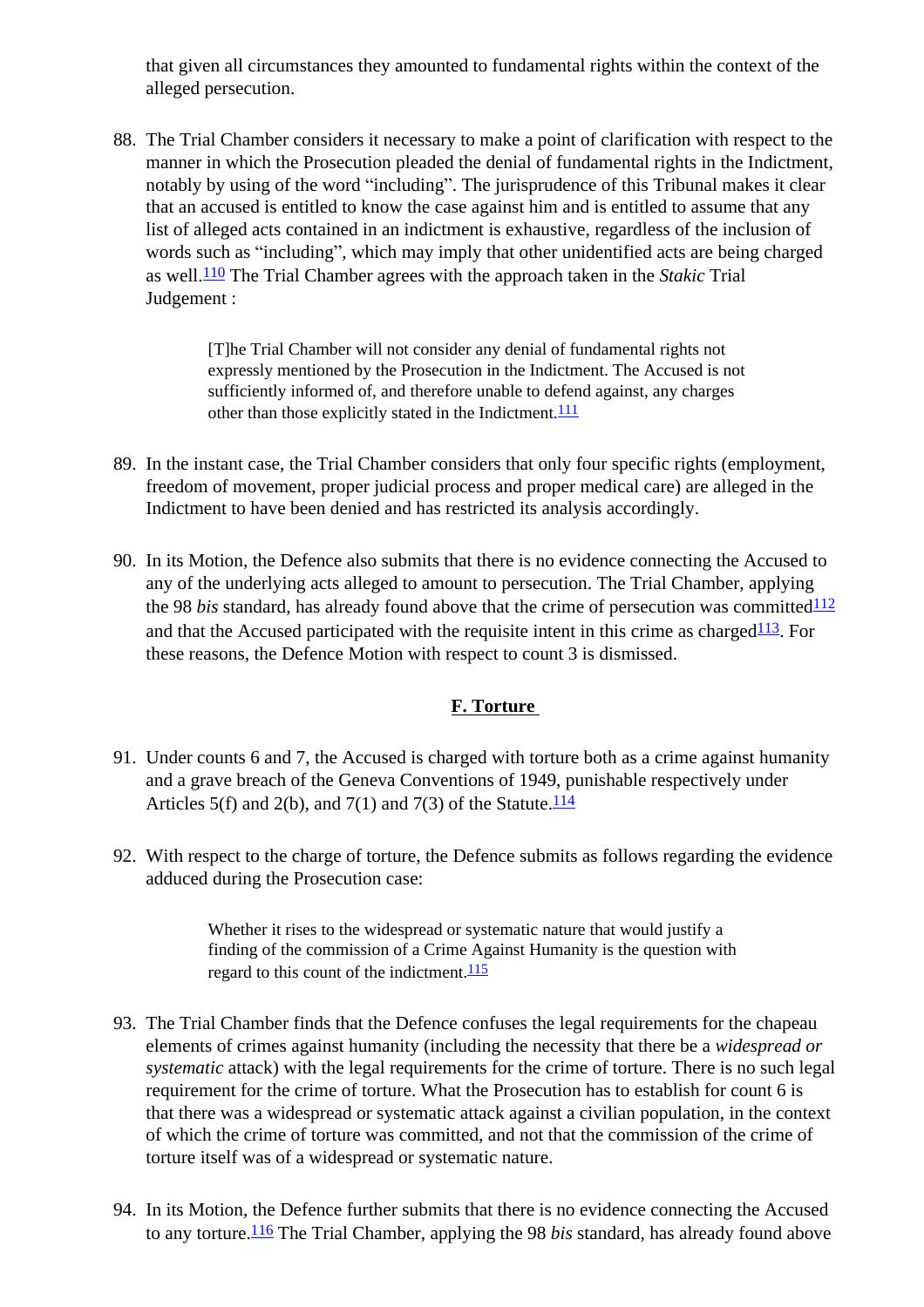that given all circumstances they amounted to fundamental rights within the context of the alleged persecution.

88. The Trial Chamber considers it necessary to make a point of clarification with respect to the manner in which the Prosecution pleaded the denial of fundamental rights in the Indictment, notably by using of the word "including". The jurisprudence of this Tribunal makes it clear that an accused is entitled to know the case against him and is entitled to assume that any list of alleged acts contained in an indictment is exhaustive, regardless of the inclusion of words such as "including", which may imply that other unidentified acts are being charged as well.[110] The Trial Chamber agrees with the approach taken in the *Stakic* Trial Judgement :

> [T]he Trial Chamber will not consider any denial of fundamental rights not expressly mentioned by the Prosecution in the Indictment. The Accused is not sufficiently informed of, and therefore unable to defend against, any charges other than those explicitly stated in the Indictment.[111]

89. In the instant case, the Trial Chamber considers that only four specific rights (employment, freedom of movement, proper judicial process and proper medical care) are alleged in the Indictment to have been denied and has restricted its analysis accordingly.

90. In its Motion, the Defence also submits that there is no evidence connecting the Accused to any of the underlying acts alleged to amount to persecution. The Trial Chamber, applying the 98 *bis* standard, has already found above that the crime of persecution was committed[112] and that the Accused participated with the requisite intent in this crime as charged[113]. For these reasons, the Defence Motion with respect to count 3 is dismissed.

## F. Torture

91. Under counts 6 and 7, the Accused is charged with torture both as a crime against humanity and a grave breach of the Geneva Conventions of 1949, punishable respectively under Articles 5(f) and 2(b), and 7(1) and 7(3) of the Statute.[114]

92. With respect to the charge of torture, the Defence submits as follows regarding the evidence adduced during the Prosecution case:

> Whether it rises to the widespread or systematic nature that would justify a finding of the commission of a Crime Against Humanity is the question with regard to this count of the indictment.[115]

93. The Trial Chamber finds that the Defence confuses the legal requirements for the chapeau elements of crimes against humanity (including the necessity that there be a *widespread or systematic* attack) with the legal requirements for the crime of torture. There is no such legal requirement for the crime of torture. What the Prosecution has to establish for count 6 is that there was a widespread or systematic attack against a civilian population, in the context of which the crime of torture was committed, and not that the commission of the crime of torture itself was of a widespread or systematic nature.

94. In its Motion, the Defence further submits that there is no evidence connecting the Accused to any torture.[116] The Trial Chamber, applying the 98 *bis* standard, has already found above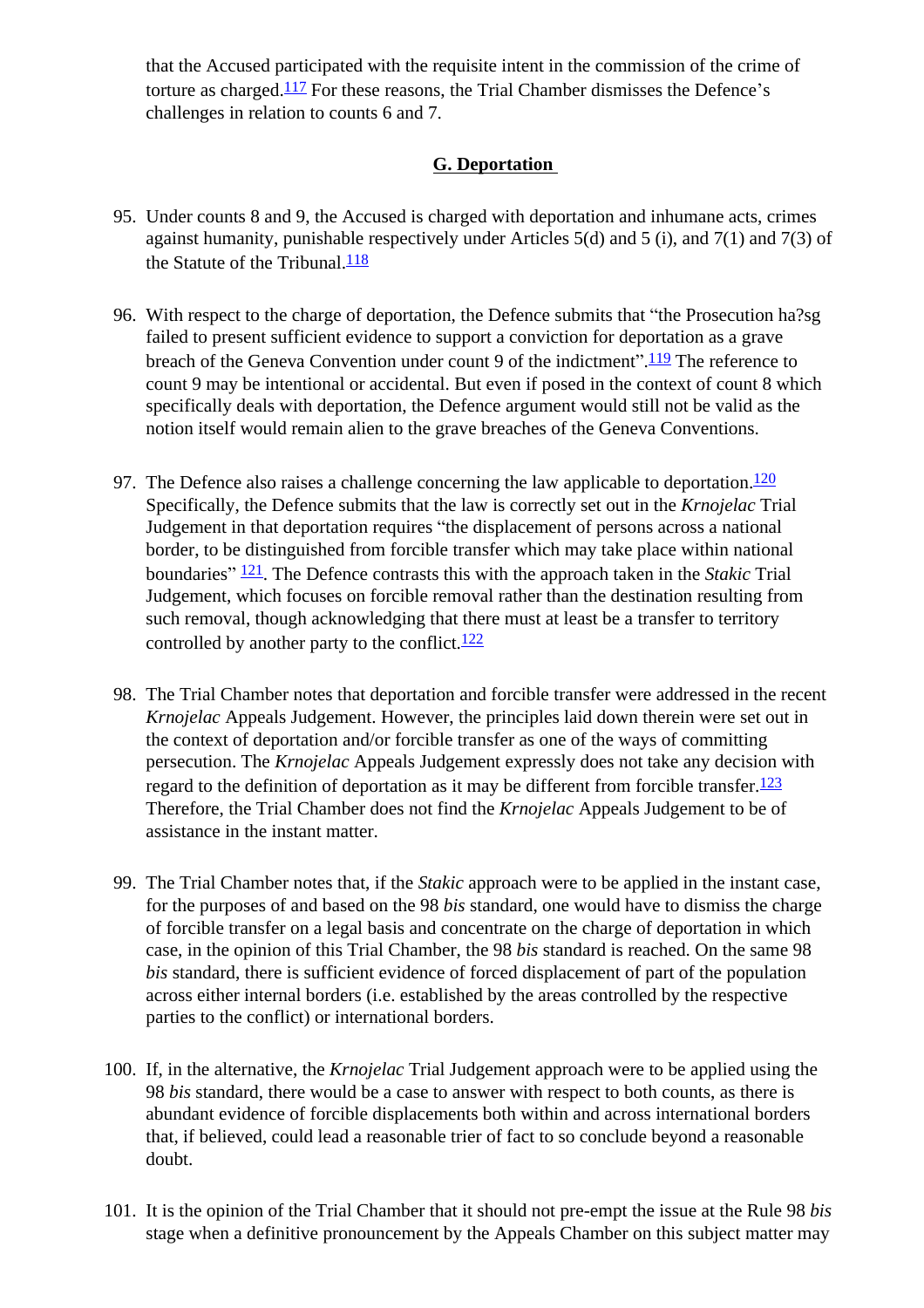that the Accused participated with the requisite intent in the commission of the crime of torture as charged.[117] For these reasons, the Trial Chamber dismisses the Defence's challenges in relation to counts 6 and 7.

## G. Deportation

95. Under counts 8 and 9, the Accused is charged with deportation and inhumane acts, crimes against humanity, punishable respectively under Articles 5(d) and 5 (i), and 7(1) and 7(3) of the Statute of the Tribunal.[118]

96. With respect to the charge of deportation, the Defence submits that "the Prosecution ha?sg failed to present sufficient evidence to support a conviction for deportation as a grave breach of the Geneva Convention under count 9 of the indictment".[119] The reference to count 9 may be intentional or accidental. But even if posed in the context of count 8 which specifically deals with deportation, the Defence argument would still not be valid as the notion itself would remain alien to the grave breaches of the Geneva Conventions.

97. The Defence also raises a challenge concerning the law applicable to deportation.[120] Specifically, the Defence submits that the law is correctly set out in the *Krnojelac* Trial Judgement in that deportation requires "the displacement of persons across a national border, to be distinguished from forcible transfer which may take place within national boundaries" [121]. The Defence contrasts this with the approach taken in the *Stakic* Trial Judgement, which focuses on forcible removal rather than the destination resulting from such removal, though acknowledging that there must at least be a transfer to territory controlled by another party to the conflict.[122]

98. The Trial Chamber notes that deportation and forcible transfer were addressed in the recent *Krnojelac* Appeals Judgement. However, the principles laid down therein were set out in the context of deportation and/or forcible transfer as one of the ways of committing persecution. The *Krnojelac* Appeals Judgement expressly does not take any decision with regard to the definition of deportation as it may be different from forcible transfer.[123] Therefore, the Trial Chamber does not find the *Krnojelac* Appeals Judgement to be of assistance in the instant matter.

99. The Trial Chamber notes that, if the *Stakic* approach were to be applied in the instant case, for the purposes of and based on the 98 *bis* standard, one would have to dismiss the charge of forcible transfer on a legal basis and concentrate on the charge of deportation in which case, in the opinion of this Trial Chamber, the 98 *bis* standard is reached. On the same 98 *bis* standard, there is sufficient evidence of forced displacement of part of the population across either internal borders (i.e. established by the areas controlled by the respective parties to the conflict) or international borders.

100. If, in the alternative, the *Krnojelac* Trial Judgement approach were to be applied using the 98 *bis* standard, there would be a case to answer with respect to both counts, as there is abundant evidence of forcible displacements both within and across international borders that, if believed, could lead a reasonable trier of fact to so conclude beyond a reasonable doubt.

101. It is the opinion of the Trial Chamber that it should not pre-empt the issue at the Rule 98 *bis* stage when a definitive pronouncement by the Appeals Chamber on this subject matter may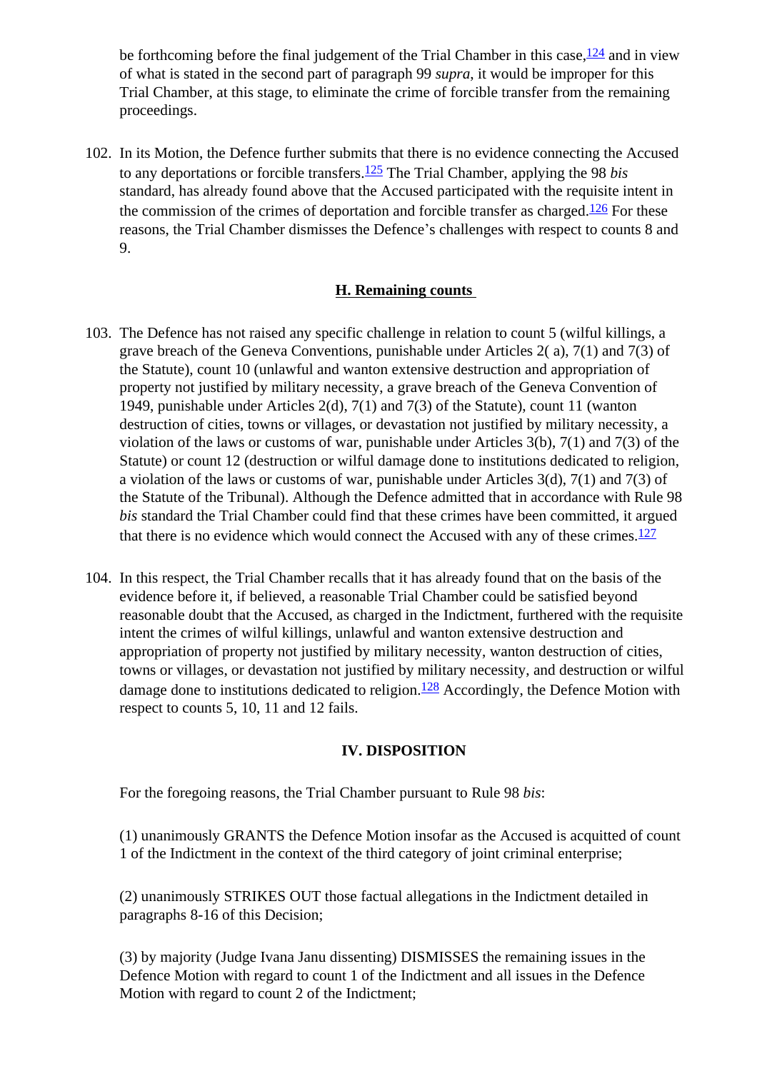be forthcoming before the final judgement of the Trial Chamber in this case,[124] and in view of what is stated in the second part of paragraph 99 *supra*, it would be improper for this Trial Chamber, at this stage, to eliminate the crime of forcible transfer from the remaining proceedings.

102. In its Motion, the Defence further submits that there is no evidence connecting the Accused to any deportations or forcible transfers.[125] The Trial Chamber, applying the 98 *bis* standard, has already found above that the Accused participated with the requisite intent in the commission of the crimes of deportation and forcible transfer as charged.[126] For these reasons, the Trial Chamber dismisses the Defence's challenges with respect to counts 8 and 9.

### H. Remaining counts

103. The Defence has not raised any specific challenge in relation to count 5 (wilful killings, a grave breach of the Geneva Conventions, punishable under Articles 2( a), 7(1) and 7(3) of the Statute), count 10 (unlawful and wanton extensive destruction and appropriation of property not justified by military necessity, a grave breach of the Geneva Convention of 1949, punishable under Articles 2(d), 7(1) and 7(3) of the Statute), count 11 (wanton destruction of cities, towns or villages, or devastation not justified by military necessity, a violation of the laws or customs of war, punishable under Articles 3(b), 7(1) and 7(3) of the Statute) or count 12 (destruction or wilful damage done to institutions dedicated to religion, a violation of the laws or customs of war, punishable under Articles 3(d), 7(1) and 7(3) of the Statute of the Tribunal). Although the Defence admitted that in accordance with Rule 98 *bis* standard the Trial Chamber could find that these crimes have been committed, it argued that there is no evidence which would connect the Accused with any of these crimes.[127]

104. In this respect, the Trial Chamber recalls that it has already found that on the basis of the evidence before it, if believed, a reasonable Trial Chamber could be satisfied beyond reasonable doubt that the Accused, as charged in the Indictment, furthered with the requisite intent the crimes of wilful killings, unlawful and wanton extensive destruction and appropriation of property not justified by military necessity, wanton destruction of cities, towns or villages, or devastation not justified by military necessity, and destruction or wilful damage done to institutions dedicated to religion.[128] Accordingly, the Defence Motion with respect to counts 5, 10, 11 and 12 fails.

## IV. DISPOSITION

For the foregoing reasons, the Trial Chamber pursuant to Rule 98 *bis*:

(1) unanimously GRANTS the Defence Motion insofar as the Accused is acquitted of count 1 of the Indictment in the context of the third category of joint criminal enterprise;

(2) unanimously STRIKES OUT those factual allegations in the Indictment detailed in paragraphs 8-16 of this Decision;

(3) by majority (Judge Ivana Janu dissenting) DISMISSES the remaining issues in the Defence Motion with regard to count 1 of the Indictment and all issues in the Defence Motion with regard to count 2 of the Indictment;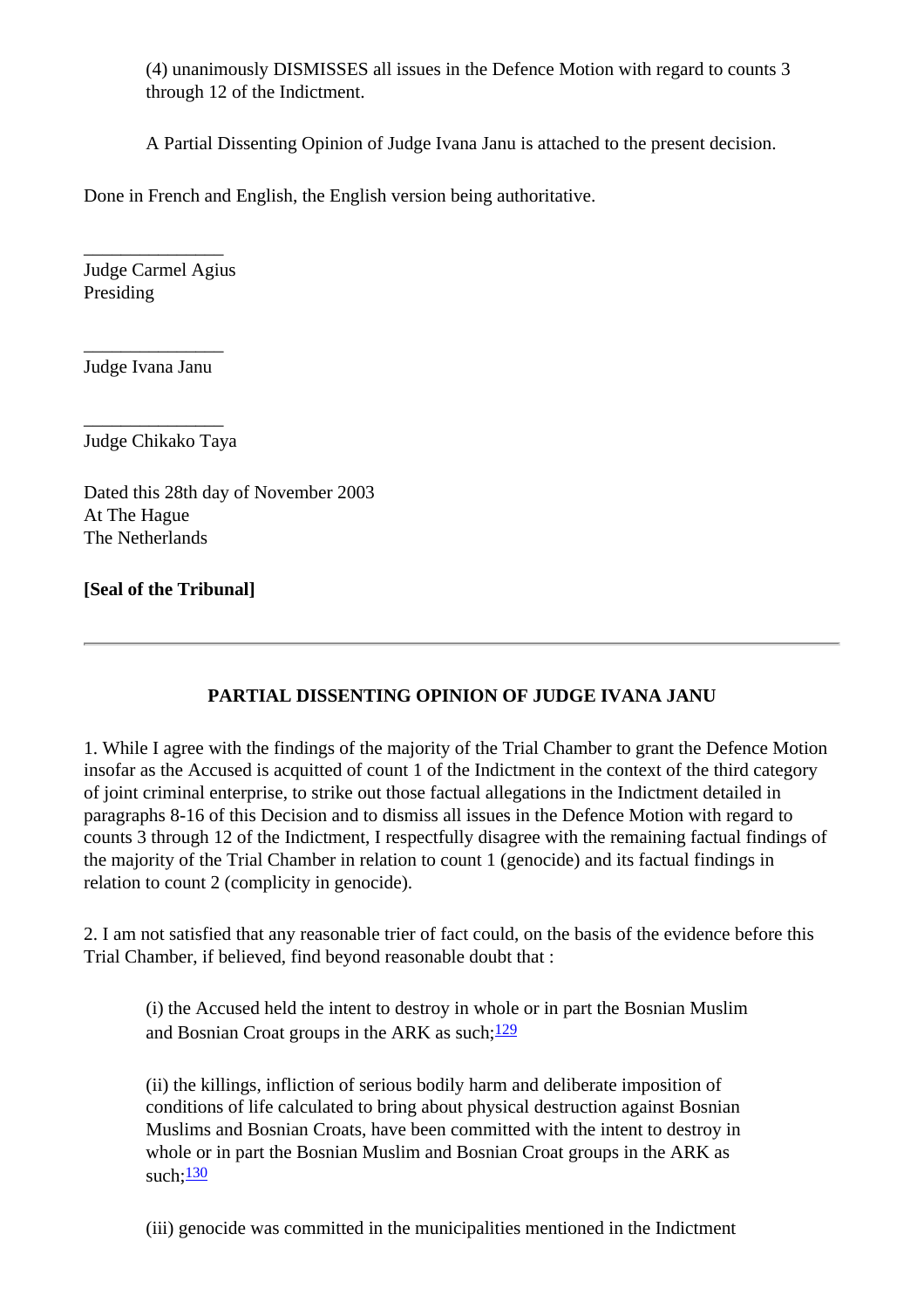(4) unanimously DISMISSES all issues in the Defence Motion with regard to counts 3 through 12 of the Indictment.

A Partial Dissenting Opinion of Judge Ivana Janu is attached to the present decision.

Done in French and English, the English version being authoritative.

______________
Judge Carmel Agius
Presiding

______________
Judge Ivana Janu

______________
Judge Chikako Taya

Dated this 28th day of November 2003
At The Hague
The Netherlands

**[Seal of the Tribunal]**

---

### PARTIAL DISSENTING OPINION OF JUDGE IVANA JANU

1. While I agree with the findings of the majority of the Trial Chamber to grant the Defence Motion insofar as the Accused is acquitted of count 1 of the Indictment in the context of the third category of joint criminal enterprise, to strike out those factual allegations in the Indictment detailed in paragraphs 8-16 of this Decision and to dismiss all issues in the Defence Motion with regard to counts 3 through 12 of the Indictment, I respectfully disagree with the remaining factual findings of the majority of the Trial Chamber in relation to count 1 (genocide) and its factual findings in relation to count 2 (complicity in genocide).

2. I am not satisfied that any reasonable trier of fact could, on the basis of the evidence before this Trial Chamber, if believed, find beyond reasonable doubt that :

> (i) the Accused held the intent to destroy in whole or in part the Bosnian Muslim and Bosnian Croat groups in the ARK as such;[129]
>
> (ii) the killings, infliction of serious bodily harm and deliberate imposition of conditions of life calculated to bring about physical destruction against Bosnian Muslims and Bosnian Croats, have been committed with the intent to destroy in whole or in part the Bosnian Muslim and Bosnian Croat groups in the ARK as such;[130]
>
> (iii) genocide was committed in the municipalities mentioned in the Indictment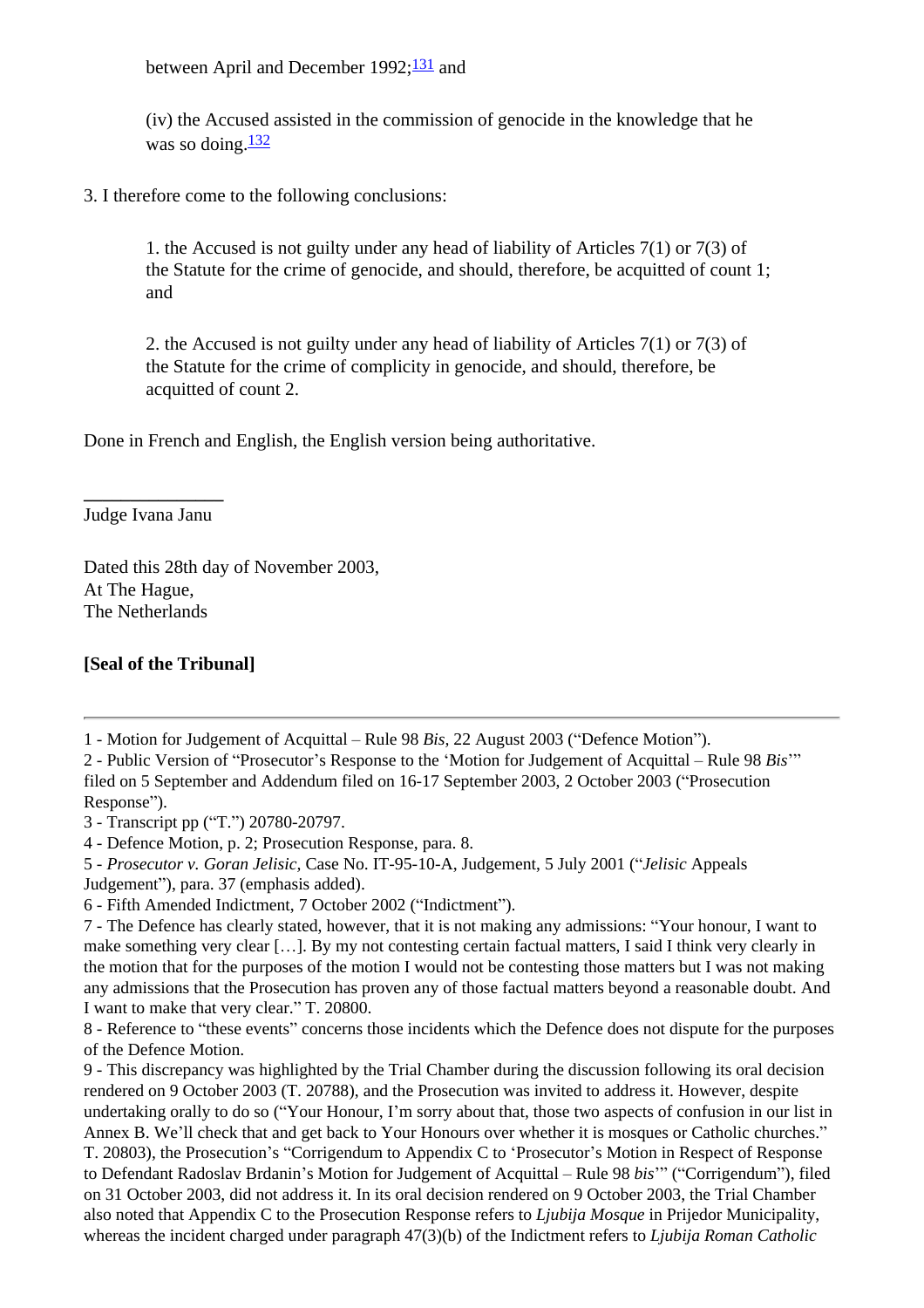between April and December 1992;[131] and

> (iv) the Accused assisted in the commission of genocide in the knowledge that he was so doing.[132]

3. I therefore come to the following conclusions:

> 1. the Accused is not guilty under any head of liability of Articles 7(1) or 7(3) of the Statute for the crime of genocide, and should, therefore, be acquitted of count 1; and
>
> 2. the Accused is not guilty under any head of liability of Articles 7(1) or 7(3) of the Statute for the crime of complicity in genocide, and should, therefore, be acquitted of count 2.

Done in French and English, the English version being authoritative.

_______________

Judge Ivana Janu

Dated this 28th day of November 2003,
At The Hague,
The Netherlands

**[Seal of the Tribunal]**

---

1 - Motion for Judgement of Acquittal – Rule 98 *Bis*, 22 August 2003 ("Defence Motion").

2 - Public Version of "Prosecutor's Response to the 'Motion for Judgement of Acquittal – Rule 98 *Bis*'" filed on 5 September and Addendum filed on 16-17 September 2003, 2 October 2003 ("Prosecution Response").

3 - Transcript pp ("T.") 20780-20797.

4 - Defence Motion, p. 2; Prosecution Response, para. 8.

5 - *Prosecutor v. Goran Jelisic*, Case No. IT-95-10-A, Judgement, 5 July 2001 ("*Jelisic* Appeals Judgement"), para. 37 (emphasis added).

6 - Fifth Amended Indictment, 7 October 2002 ("Indictment").

7 - The Defence has clearly stated, however, that it is not making any admissions: "Your honour, I want to make something very clear […]. By my not contesting certain factual matters, I said I think very clearly in the motion that for the purposes of the motion I would not be contesting those matters but I was not making any admissions that the Prosecution has proven any of those factual matters beyond a reasonable doubt. And I want to make that very clear." T. 20800.

8 - Reference to "these events" concerns those incidents which the Defence does not dispute for the purposes of the Defence Motion.

9 - This discrepancy was highlighted by the Trial Chamber during the discussion following its oral decision rendered on 9 October 2003 (T. 20788), and the Prosecution was invited to address it. However, despite undertaking orally to do so ("Your Honour, I'm sorry about that, those two aspects of confusion in our list in Annex B. We'll check that and get back to Your Honours over whether it is mosques or Catholic churches." T. 20803), the Prosecution's "Corrigendum to Appendix C to 'Prosecutor's Motion in Respect of Response to Defendant Radoslav Brdanin's Motion for Judgement of Acquittal – Rule 98 *bis*'" ("Corrigendum"), filed on 31 October 2003, did not address it. In its oral decision rendered on 9 October 2003, the Trial Chamber also noted that Appendix C to the Prosecution Response refers to *Ljubija Mosque* in Prijedor Municipality, whereas the incident charged under paragraph 47(3)(b) of the Indictment refers to *Ljubija Roman Catholic*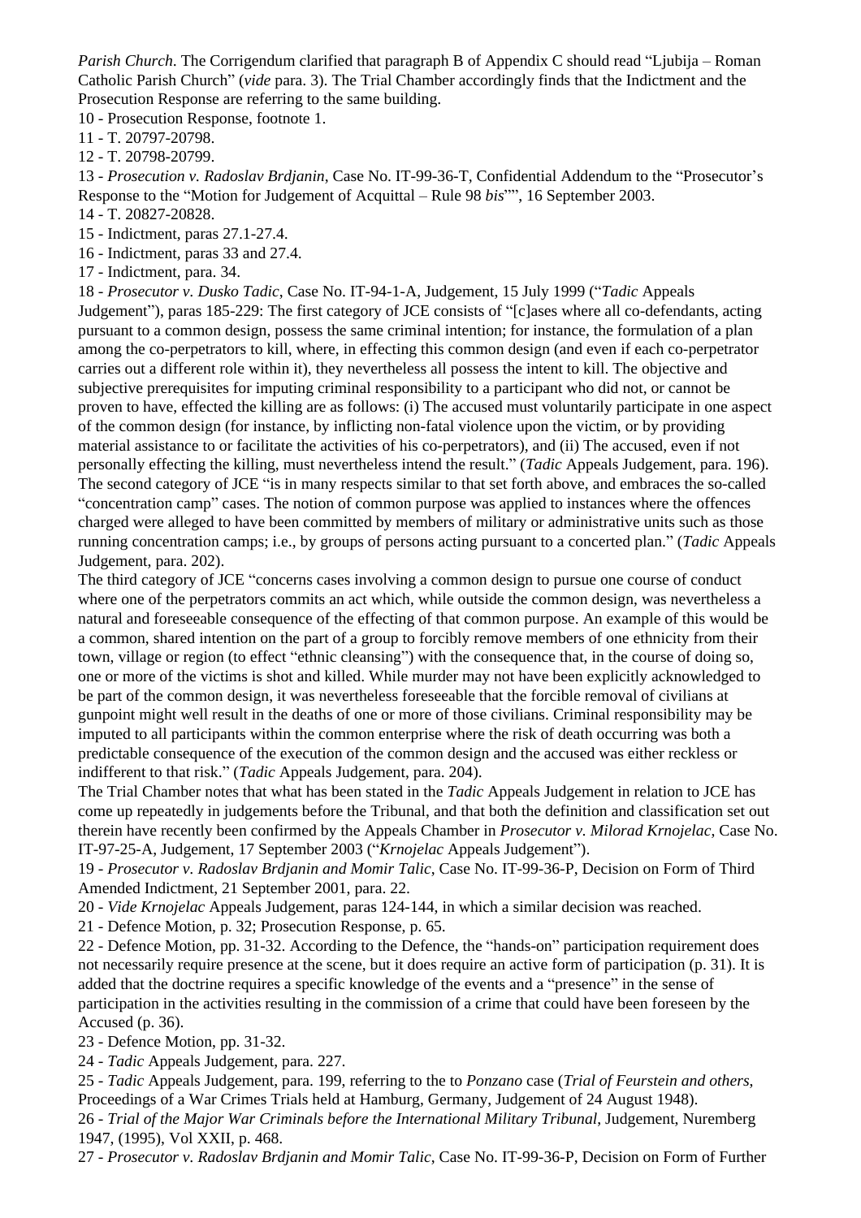*Parish Church*. The Corrigendum clarified that paragraph B of Appendix C should read "Ljubija – Roman Catholic Parish Church" (*vide* para. 3). The Trial Chamber accordingly finds that the Indictment and the Prosecution Response are referring to the same building.

10 - Prosecution Response, footnote 1.

11 - T. 20797-20798.

12 - T. 20798-20799.

13 - *Prosecution v. Radoslav Brdjanin*, Case No. IT-99-36-T, Confidential Addendum to the "Prosecutor's Response to the "Motion for Judgement of Acquittal – Rule 98 *bis*"", 16 September 2003.

14 - T. 20827-20828.

15 - Indictment, paras 27.1-27.4.

16 - Indictment, paras 33 and 27.4.

17 - Indictment, para. 34.

18 - *Prosecutor v. Dusko Tadic*, Case No. IT-94-1-A, Judgement, 15 July 1999 ("*Tadic* Appeals Judgement"), paras 185-229: The first category of JCE consists of "[c]ases where all co-defendants, acting pursuant to a common design, possess the same criminal intention; for instance, the formulation of a plan among the co-perpetrators to kill, where, in effecting this common design (and even if each co-perpetrator carries out a different role within it), they nevertheless all possess the intent to kill. The objective and subjective prerequisites for imputing criminal responsibility to a participant who did not, or cannot be proven to have, effected the killing are as follows: (i) The accused must voluntarily participate in one aspect of the common design (for instance, by inflicting non-fatal violence upon the victim, or by providing material assistance to or facilitate the activities of his co-perpetrators), and (ii) The accused, even if not personally effecting the killing, must nevertheless intend the result." (*Tadic* Appeals Judgement, para. 196). The second category of JCE "is in many respects similar to that set forth above, and embraces the so-called "concentration camp" cases. The notion of common purpose was applied to instances where the offences charged were alleged to have been committed by members of military or administrative units such as those running concentration camps; i.e., by groups of persons acting pursuant to a concerted plan." (*Tadic* Appeals Judgement, para. 202).

The third category of JCE "concerns cases involving a common design to pursue one course of conduct where one of the perpetrators commits an act which, while outside the common design, was nevertheless a natural and foreseeable consequence of the effecting of that common purpose. An example of this would be a common, shared intention on the part of a group to forcibly remove members of one ethnicity from their town, village or region (to effect "ethnic cleansing") with the consequence that, in the course of doing so, one or more of the victims is shot and killed. While murder may not have been explicitly acknowledged to be part of the common design, it was nevertheless foreseeable that the forcible removal of civilians at gunpoint might well result in the deaths of one or more of those civilians. Criminal responsibility may be imputed to all participants within the common enterprise where the risk of death occurring was both a predictable consequence of the execution of the common design and the accused was either reckless or indifferent to that risk." (*Tadic* Appeals Judgement, para. 204).

The Trial Chamber notes that what has been stated in the *Tadic* Appeals Judgement in relation to JCE has come up repeatedly in judgements before the Tribunal, and that both the definition and classification set out therein have recently been confirmed by the Appeals Chamber in *Prosecutor v. Milorad Krnojelac*, Case No. IT-97-25-A, Judgement, 17 September 2003 ("*Krnojelac* Appeals Judgement").

19 - *Prosecutor v. Radoslav Brdjanin and Momir Talic*, Case No. IT-99-36-P, Decision on Form of Third Amended Indictment, 21 September 2001, para. 22.

20 - *Vide Krnojelac* Appeals Judgement, paras 124-144, in which a similar decision was reached.

21 - Defence Motion, p. 32; Prosecution Response, p. 65.

22 - Defence Motion, pp. 31-32. According to the Defence, the "hands-on" participation requirement does not necessarily require presence at the scene, but it does require an active form of participation (p. 31). It is added that the doctrine requires a specific knowledge of the events and a "presence" in the sense of participation in the activities resulting in the commission of a crime that could have been foreseen by the Accused (p. 36).

23 - Defence Motion, pp. 31-32.

24 - *Tadic* Appeals Judgement, para. 227.

25 - *Tadic* Appeals Judgement, para. 199, referring to the to *Ponzano* case (*Trial of Feurstein and others*, Proceedings of a War Crimes Trials held at Hamburg, Germany, Judgement of 24 August 1948).

26 - *Trial of the Major War Criminals before the International Military Tribunal*, Judgement, Nuremberg 1947, (1995), Vol XXII, p. 468.

27 - *Prosecutor v. Radoslav Brdjanin and Momir Talic*, Case No. IT-99-36-P, Decision on Form of Further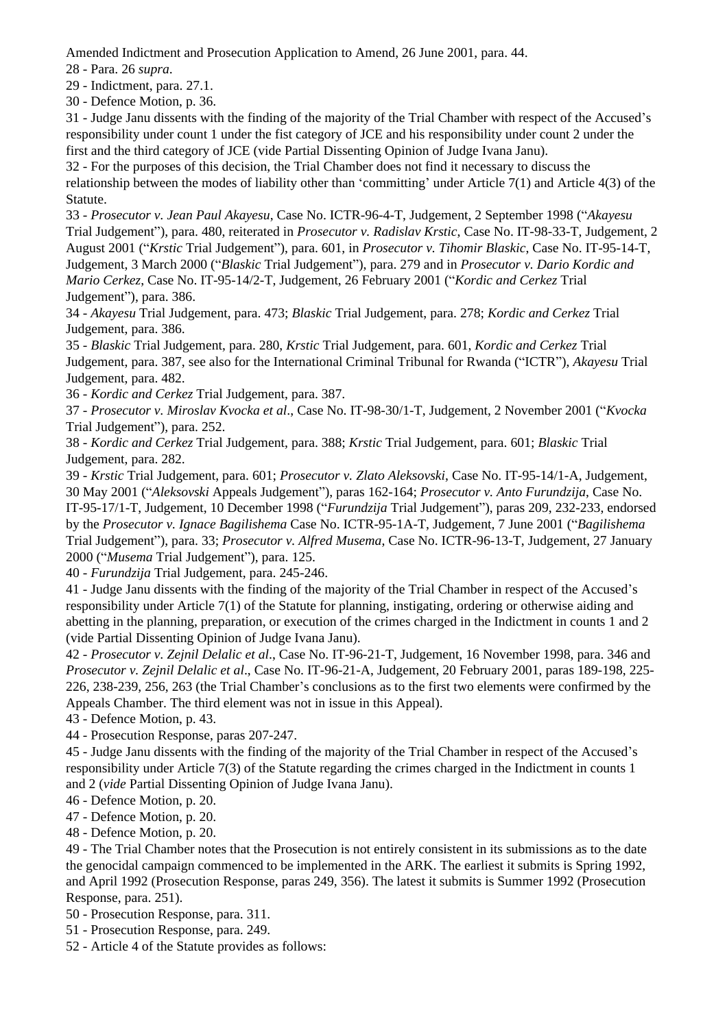Amended Indictment and Prosecution Application to Amend, 26 June 2001, para. 44.

28 - Para. 26 *supra*.

29 - Indictment, para. 27.1.

30 - Defence Motion, p. 36.

31 - Judge Janu dissents with the finding of the majority of the Trial Chamber with respect of the Accused's responsibility under count 1 under the fist category of JCE and his responsibility under count 2 under the first and the third category of JCE (vide Partial Dissenting Opinion of Judge Ivana Janu).

32 - For the purposes of this decision, the Trial Chamber does not find it necessary to discuss the relationship between the modes of liability other than 'committing' under Article 7(1) and Article 4(3) of the Statute.

33 - *Prosecutor v. Jean Paul Akayesu*, Case No. ICTR-96-4-T, Judgement, 2 September 1998 ("*Akayesu* Trial Judgement"), para. 480, reiterated in *Prosecutor v. Radislav Krstic*, Case No. IT-98-33-T, Judgement, 2 August 2001 ("*Krstic* Trial Judgement"), para. 601, in *Prosecutor v. Tihomir Blaskic*, Case No. IT-95-14-T, Judgement, 3 March 2000 ("*Blaskic* Trial Judgement"), para. 279 and in *Prosecutor v. Dario Kordic and Mario Cerkez*, Case No. IT-95-14/2-T, Judgement, 26 February 2001 ("*Kordic and Cerkez* Trial Judgement"), para. 386.

34 - *Akayesu* Trial Judgement, para. 473; *Blaskic* Trial Judgement, para. 278; *Kordic and Cerkez* Trial Judgement, para. 386.

35 - *Blaskic* Trial Judgement, para. 280, *Krstic* Trial Judgement, para. 601, *Kordic and Cerkez* Trial Judgement, para. 387, see also for the International Criminal Tribunal for Rwanda ("ICTR"), *Akayesu* Trial Judgement, para. 482.

36 - *Kordic and Cerkez* Trial Judgement, para. 387.

37 - *Prosecutor v. Miroslav Kvocka et al*., Case No. IT-98-30/1-T, Judgement, 2 November 2001 ("*Kvocka* Trial Judgement"), para. 252.

38 - *Kordic and Cerkez* Trial Judgement, para. 388; *Krstic* Trial Judgement, para. 601; *Blaskic* Trial Judgement, para. 282.

39 - *Krstic* Trial Judgement, para. 601; *Prosecutor v. Zlato Aleksovski*, Case No. IT-95-14/1-A, Judgement, 30 May 2001 ("*Aleksovski* Appeals Judgement"), paras 162-164; *Prosecutor v. Anto Furundzija*, Case No. IT-95-17/1-T, Judgement, 10 December 1998 ("*Furundzija* Trial Judgement"), paras 209, 232-233, endorsed by the *Prosecutor v. Ignace Bagilishema* Case No. ICTR-95-1A-T, Judgement, 7 June 2001 ("*Bagilishema* Trial Judgement"), para. 33; *Prosecutor v. Alfred Musema*, Case No. ICTR-96-13-T, Judgement, 27 January 2000 ("*Musema* Trial Judgement"), para. 125.

40 - *Furundzija* Trial Judgement, para. 245-246.

41 - Judge Janu dissents with the finding of the majority of the Trial Chamber in respect of the Accused's responsibility under Article 7(1) of the Statute for planning, instigating, ordering or otherwise aiding and abetting in the planning, preparation, or execution of the crimes charged in the Indictment in counts 1 and 2 (vide Partial Dissenting Opinion of Judge Ivana Janu).

42 - *Prosecutor v. Zejnil Delalic et al*., Case No. IT-96-21-T, Judgement, 16 November 1998, para. 346 and *Prosecutor v. Zejnil Delalic et al*., Case No. IT-96-21-A, Judgement, 20 February 2001, paras 189-198, 225-226, 238-239, 256, 263 (the Trial Chamber's conclusions as to the first two elements were confirmed by the Appeals Chamber. The third element was not in issue in this Appeal).

43 - Defence Motion, p. 43.

44 - Prosecution Response, paras 207-247.

45 - Judge Janu dissents with the finding of the majority of the Trial Chamber in respect of the Accused's responsibility under Article 7(3) of the Statute regarding the crimes charged in the Indictment in counts 1 and 2 (*vide* Partial Dissenting Opinion of Judge Ivana Janu).

46 - Defence Motion, p. 20.

47 - Defence Motion, p. 20.

48 - Defence Motion, p. 20.

49 - The Trial Chamber notes that the Prosecution is not entirely consistent in its submissions as to the date the genocidal campaign commenced to be implemented in the ARK. The earliest it submits is Spring 1992, and April 1992 (Prosecution Response, paras 249, 356). The latest it submits is Summer 1992 (Prosecution Response, para. 251).

50 - Prosecution Response, para. 311.

51 - Prosecution Response, para. 249.

52 - Article 4 of the Statute provides as follows: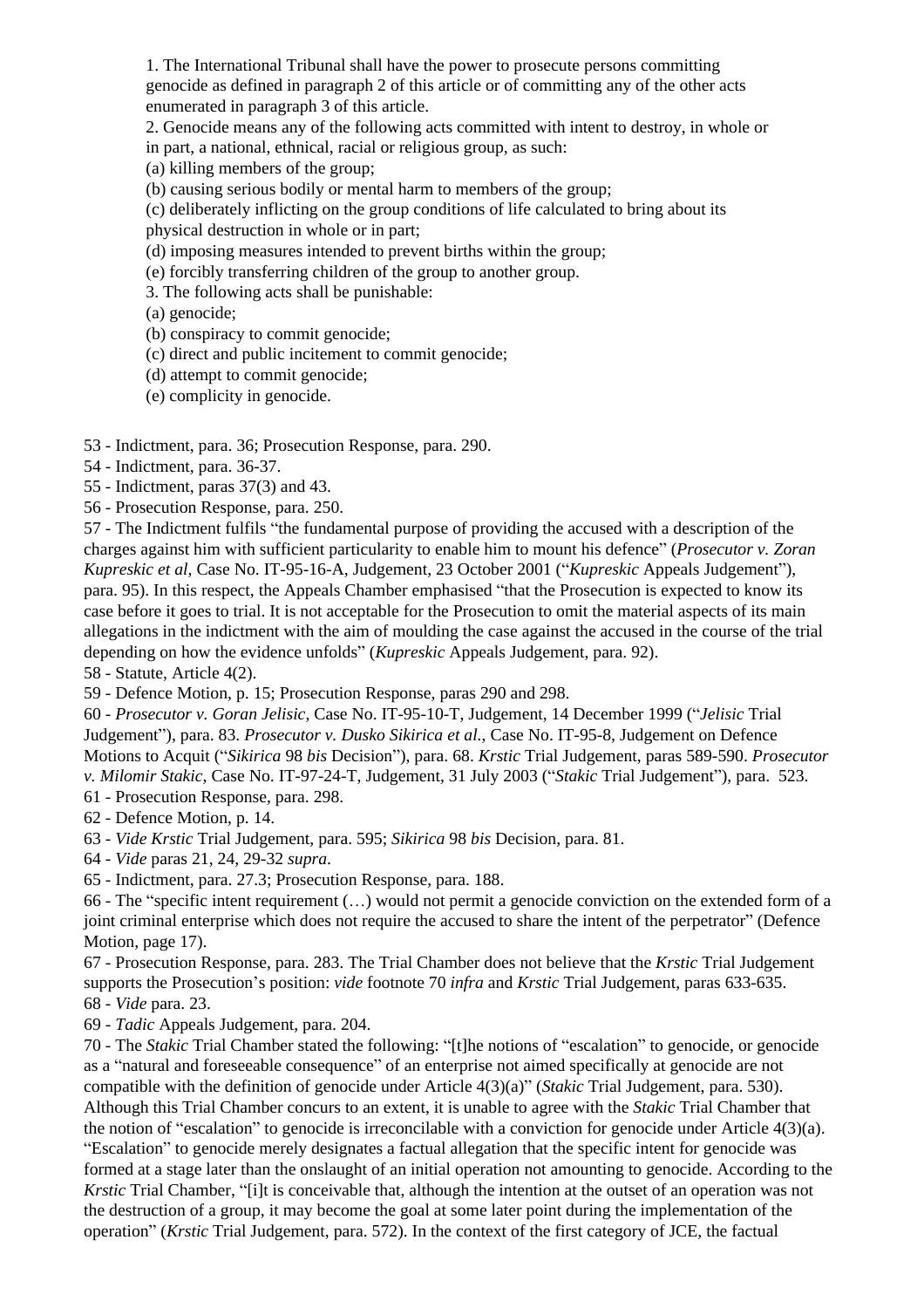1. The International Tribunal shall have the power to prosecute persons committing genocide as defined in paragraph 2 of this article or of committing any of the other acts enumerated in paragraph 3 of this article.

2. Genocide means any of the following acts committed with intent to destroy, in whole or in part, a national, ethnical, racial or religious group, as such:

(a) killing members of the group;

(b) causing serious bodily or mental harm to members of the group;

(c) deliberately inflicting on the group conditions of life calculated to bring about its physical destruction in whole or in part;

(d) imposing measures intended to prevent births within the group;

(e) forcibly transferring children of the group to another group.

3. The following acts shall be punishable:

(a) genocide;

(b) conspiracy to commit genocide;

(c) direct and public incitement to commit genocide;

(d) attempt to commit genocide;

(e) complicity in genocide.

53 - Indictment, para. 36; Prosecution Response, para. 290.

54 - Indictment, para. 36-37.

55 - Indictment, paras 37(3) and 43.

56 - Prosecution Response, para. 250.

57 - The Indictment fulfils "the fundamental purpose of providing the accused with a description of the charges against him with sufficient particularity to enable him to mount his defence" (*Prosecutor v. Zoran Kupreskic et al*, Case No. IT-95-16-A, Judgement, 23 October 2001 ("*Kupreskic* Appeals Judgement"), para. 95). In this respect, the Appeals Chamber emphasised "that the Prosecution is expected to know its case before it goes to trial. It is not acceptable for the Prosecution to omit the material aspects of its main allegations in the indictment with the aim of moulding the case against the accused in the course of the trial depending on how the evidence unfolds" (*Kupreskic* Appeals Judgement, para. 92).

58 - Statute, Article 4(2).

59 - Defence Motion, p. 15; Prosecution Response, paras 290 and 298.

60 - *Prosecutor v. Goran Jelisic*, Case No. IT-95-10-T, Judgement, 14 December 1999 ("*Jelisic* Trial Judgement"), para. 83. *Prosecutor v. Dusko Sikirica et al.*, Case No. IT-95-8, Judgement on Defence Motions to Acquit ("*Sikirica* 98 *bis* Decision"), para. 68. *Krstic* Trial Judgement, paras 589-590. *Prosecutor v. Milomir Stakic*, Case No. IT-97-24-T, Judgement, 31 July 2003 ("*Stakic* Trial Judgement"), para. 523.

61 - Prosecution Response, para. 298.

62 - Defence Motion, p. 14.

63 - *Vide Krstic* Trial Judgement, para. 595; *Sikirica* 98 *bis* Decision, para. 81.

64 - *Vide* paras 21, 24, 29-32 *supra*.

65 - Indictment, para. 27.3; Prosecution Response, para. 188.

66 - The "specific intent requirement (…) would not permit a genocide conviction on the extended form of a joint criminal enterprise which does not require the accused to share the intent of the perpetrator" (Defence Motion, page 17).

67 - Prosecution Response, para. 283. The Trial Chamber does not believe that the *Krstic* Trial Judgement supports the Prosecution's position: *vide* footnote 70 *infra* and *Krstic* Trial Judgement, paras 633-635.

68 - *Vide* para. 23.

69 - *Tadic* Appeals Judgement, para. 204.

70 - The *Stakic* Trial Chamber stated the following: "[t]he notions of "escalation" to genocide, or genocide as a "natural and foreseeable consequence" of an enterprise not aimed specifically at genocide are not compatible with the definition of genocide under Article 4(3)(a)" (*Stakic* Trial Judgement, para. 530). Although this Trial Chamber concurs to an extent, it is unable to agree with the *Stakic* Trial Chamber that the notion of "escalation" to genocide is irreconcilable with a conviction for genocide under Article 4(3)(a). "Escalation" to genocide merely designates a factual allegation that the specific intent for genocide was formed at a stage later than the onslaught of an initial operation not amounting to genocide. According to the *Krstic* Trial Chamber, "[i]t is conceivable that, although the intention at the outset of an operation was not the destruction of a group, it may become the goal at some later point during the implementation of the operation" (*Krstic* Trial Judgement, para. 572). In the context of the first category of JCE, the factual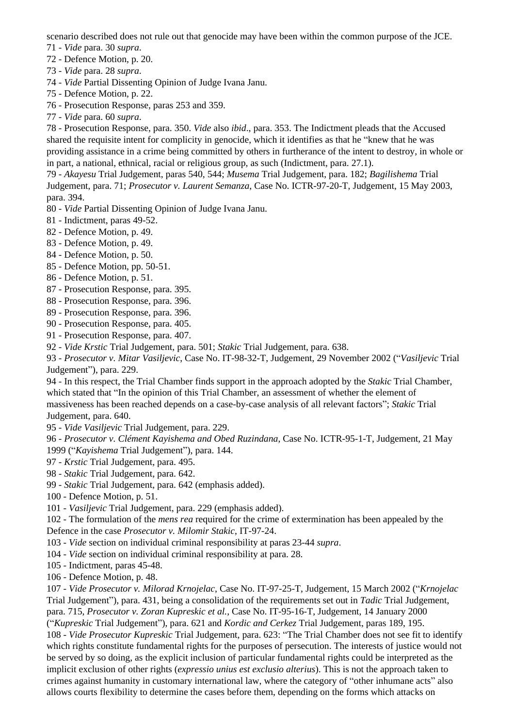scenario described does not rule out that genocide may have been within the common purpose of the JCE.

71 - *Vide* para. 30 *supra*.

72 - Defence Motion, p. 20.

73 - *Vide* para. 28 *supra*.

74 - *Vide* Partial Dissenting Opinion of Judge Ivana Janu.

75 - Defence Motion, p. 22.

76 - Prosecution Response, paras 253 and 359.

77 - *Vide* para. 60 *supra*.

78 - Prosecution Response, para. 350. *Vide* also *ibid*., para. 353. The Indictment pleads that the Accused shared the requisite intent for complicity in genocide, which it identifies as that he "knew that he was providing assistance in a crime being committed by others in furtherance of the intent to destroy, in whole or in part, a national, ethnical, racial or religious group, as such (Indictment, para. 27.1).

79 - *Akayesu* Trial Judgement, paras 540, 544; *Musema* Trial Judgement, para. 182; *Bagilishema* Trial Judgement, para. 71; *Prosecutor v. Laurent Semanza*, Case No. ICTR-97-20-T, Judgement, 15 May 2003, para. 394.

80 - *Vide* Partial Dissenting Opinion of Judge Ivana Janu.

81 - Indictment, paras 49-52.

82 - Defence Motion, p. 49.

83 - Defence Motion, p. 49.

84 - Defence Motion, p. 50.

85 - Defence Motion, pp. 50-51.

86 - Defence Motion, p. 51.

87 - Prosecution Response, para. 395.

88 - Prosecution Response, para. 396.

89 - Prosecution Response, para. 396.

90 - Prosecution Response, para. 405.

91 - Prosecution Response, para. 407.

92 - *Vide Krstic* Trial Judgement, para. 501; *Stakic* Trial Judgement, para. 638.

93 - *Prosecutor v. Mitar Vasiljevic*, Case No. IT-98-32-T, Judgement, 29 November 2002 ("*Vasiljevic* Trial Judgement"), para. 229.

94 - In this respect, the Trial Chamber finds support in the approach adopted by the *Stakic* Trial Chamber, which stated that "In the opinion of this Trial Chamber, an assessment of whether the element of massiveness has been reached depends on a case-by-case analysis of all relevant factors"; *Stakic* Trial Judgement, para. 640.

95 - *Vide Vasiljevic* Trial Judgement, para. 229.

96 - *Prosecutor v. Clément Kayishema and Obed Ruzindana*, Case No. ICTR-95-1-T, Judgement, 21 May 1999 ("*Kayishema* Trial Judgement"), para. 144.

97 - *Krstic* Trial Judgement, para. 495.

98 - *Stakic* Trial Judgement, para. 642.

99 - *Stakic* Trial Judgement, para. 642 (emphasis added).

100 - Defence Motion, p. 51.

101 - *Vasiljevic* Trial Judgement, para. 229 (emphasis added).

102 - The formulation of the *mens rea* required for the crime of extermination has been appealed by the Defence in the case *Prosecutor v. Milomir Stakic*, IT-97-24.

103 - *Vide* section on individual criminal responsibility at paras 23-44 *supra*.

104 - *Vide* section on individual criminal responsibility at para. 28.

105 - Indictment, paras 45-48.

106 - Defence Motion, p. 48.

107 - *Vide Prosecutor v. Milorad Krnojelac*, Case No. IT-97-25-T, Judgement, 15 March 2002 ("*Krnojelac* Trial Judgement"), para. 431, being a consolidation of the requirements set out in *Tadic* Trial Judgement, para. 715, *Prosecutor v. Zoran Kupreskic et al.*, Case No. IT-95-16-T, Judgement, 14 January 2000 ("*Kupreskic* Trial Judgement"), para. 621 and *Kordic and Cerkez* Trial Judgement, paras 189, 195.

108 - *Vide Prosecutor Kupreskic* Trial Judgement, para. 623: "The Trial Chamber does not see fit to identify which rights constitute fundamental rights for the purposes of persecution. The interests of justice would not be served by so doing, as the explicit inclusion of particular fundamental rights could be interpreted as the implicit exclusion of other rights (*expressio unius est exclusio alterius*). This is not the approach taken to crimes against humanity in customary international law, where the category of "other inhumane acts" also allows courts flexibility to determine the cases before them, depending on the forms which attacks on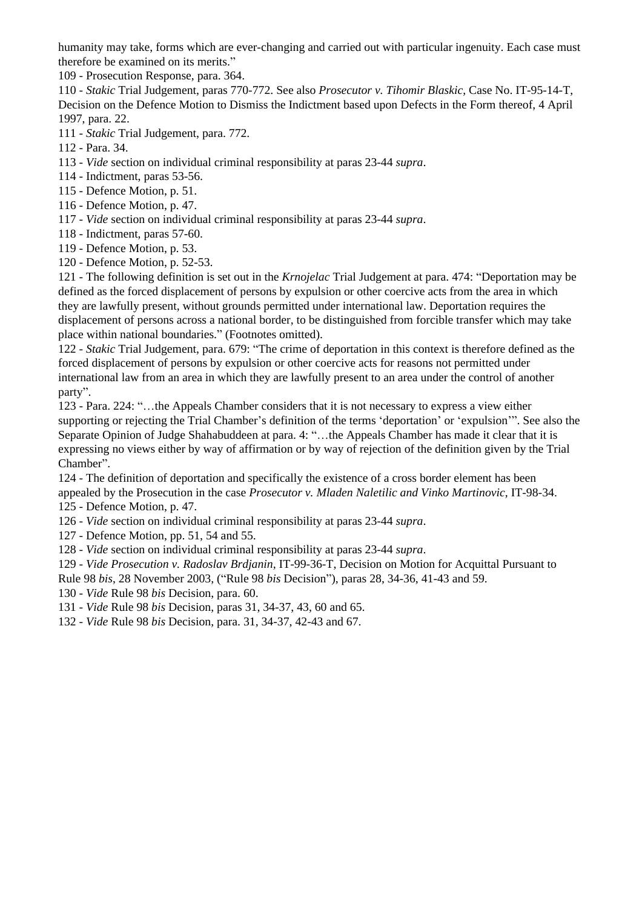humanity may take, forms which are ever-changing and carried out with particular ingenuity. Each case must therefore be examined on its merits."

109 - Prosecution Response, para. 364.

110 - *Stakic* Trial Judgement, paras 770-772. See also *Prosecutor v. Tihomir Blaskic*, Case No. IT-95-14-T, Decision on the Defence Motion to Dismiss the Indictment based upon Defects in the Form thereof, 4 April 1997, para. 22.

111 - *Stakic* Trial Judgement, para. 772.

112 - Para. 34.

113 - *Vide* section on individual criminal responsibility at paras 23-44 *supra*.

114 - Indictment, paras 53-56.

115 - Defence Motion, p. 51.

116 - Defence Motion, p. 47.

117 - *Vide* section on individual criminal responsibility at paras 23-44 *supra*.

118 - Indictment, paras 57-60.

119 - Defence Motion, p. 53.

120 - Defence Motion, p. 52-53.

121 - The following definition is set out in the *Krnojelac* Trial Judgement at para. 474: "Deportation may be defined as the forced displacement of persons by expulsion or other coercive acts from the area in which they are lawfully present, without grounds permitted under international law. Deportation requires the displacement of persons across a national border, to be distinguished from forcible transfer which may take place within national boundaries." (Footnotes omitted).

122 - *Stakic* Trial Judgement, para. 679: "The crime of deportation in this context is therefore defined as the forced displacement of persons by expulsion or other coercive acts for reasons not permitted under international law from an area in which they are lawfully present to an area under the control of another party".

123 - Para. 224: "…the Appeals Chamber considers that it is not necessary to express a view either supporting or rejecting the Trial Chamber's definition of the terms 'deportation' or 'expulsion'". See also the Separate Opinion of Judge Shahabuddeen at para. 4: "…the Appeals Chamber has made it clear that it is expressing no views either by way of affirmation or by way of rejection of the definition given by the Trial Chamber".

124 - The definition of deportation and specifically the existence of a cross border element has been appealed by the Prosecution in the case *Prosecutor v. Mladen Naletilic and Vinko Martinovic*, IT-98-34.

125 - Defence Motion, p. 47.

126 - *Vide* section on individual criminal responsibility at paras 23-44 *supra*.

127 - Defence Motion, pp. 51, 54 and 55.

128 - *Vide* section on individual criminal responsibility at paras 23-44 *supra*.

129 - *Vide Prosecution v. Radoslav Brdjanin*, IT-99-36-T, Decision on Motion for Acquittal Pursuant to Rule 98 *bis*, 28 November 2003, ("Rule 98 *bis* Decision"), paras 28, 34-36, 41-43 and 59.

130 - *Vide* Rule 98 *bis* Decision, para. 60.

131 - *Vide* Rule 98 *bis* Decision, paras 31, 34-37, 43, 60 and 65.

132 - *Vide* Rule 98 *bis* Decision, para. 31, 34-37, 42-43 and 67.